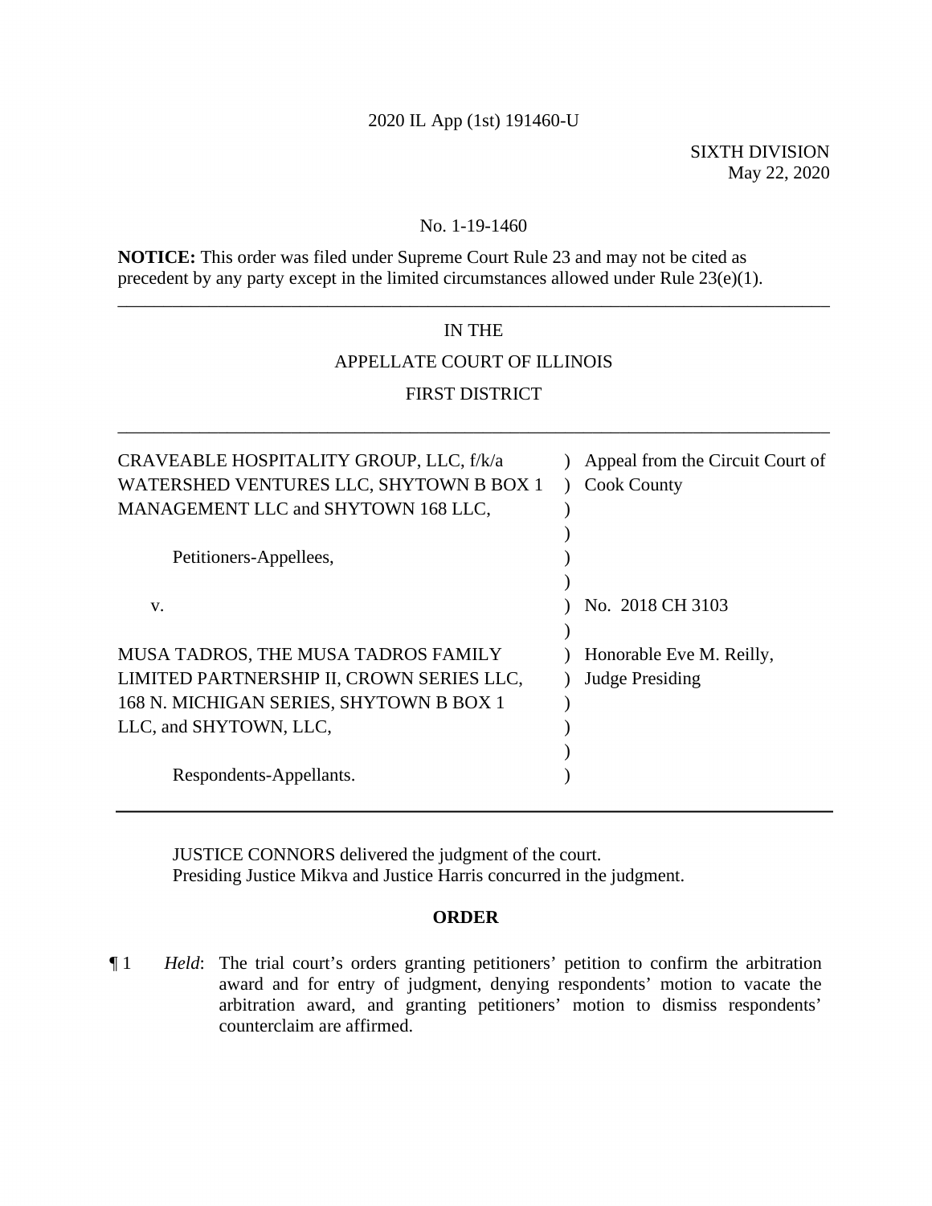2020 IL App (1st) 191460-U

SIXTH DIVISION
May 22, 2020

No. 1-19-1460

**NOTICE:** This order was filed under Supreme Court Rule 23 and may not be cited as precedent by any party except in the limited circumstances allowed under Rule 23(e)(1).

---

IN THE

APPELLATE COURT OF ILLINOIS

FIRST DISTRICT

---

| | | |
|---|---|---|
| CRAVEABLE HOSPITALITY GROUP, LLC, f/k/a WATERSHED VENTURES LLC, SHYTOWN B BOX 1 MANAGEMENT LLC and SHYTOWN 168 LLC, | ) | Appeal from the Circuit Court of Cook County |
| Petitioners-Appellees, | ) | |
| v. | ) | No. 2018 CH 3103 |
| MUSA TADROS, THE MUSA TADROS FAMILY LIMITED PARTNERSHIP II, CROWN SERIES LLC, 168 N. MICHIGAN SERIES, SHYTOWN B BOX 1 LLC, and SHYTOWN, LLC, | ) | Honorable Eve M. Reilly, Judge Presiding |
| Respondents-Appellants. | ) | |

---

JUSTICE CONNORS delivered the judgment of the court.
Presiding Justice Mikva and Justice Harris concurred in the judgment.

**ORDER**

¶ 1 *Held*: The trial court's orders granting petitioners' petition to confirm the arbitration award and for entry of judgment, denying respondents' motion to vacate the arbitration award, and granting petitioners' motion to dismiss respondents' counterclaim are affirmed.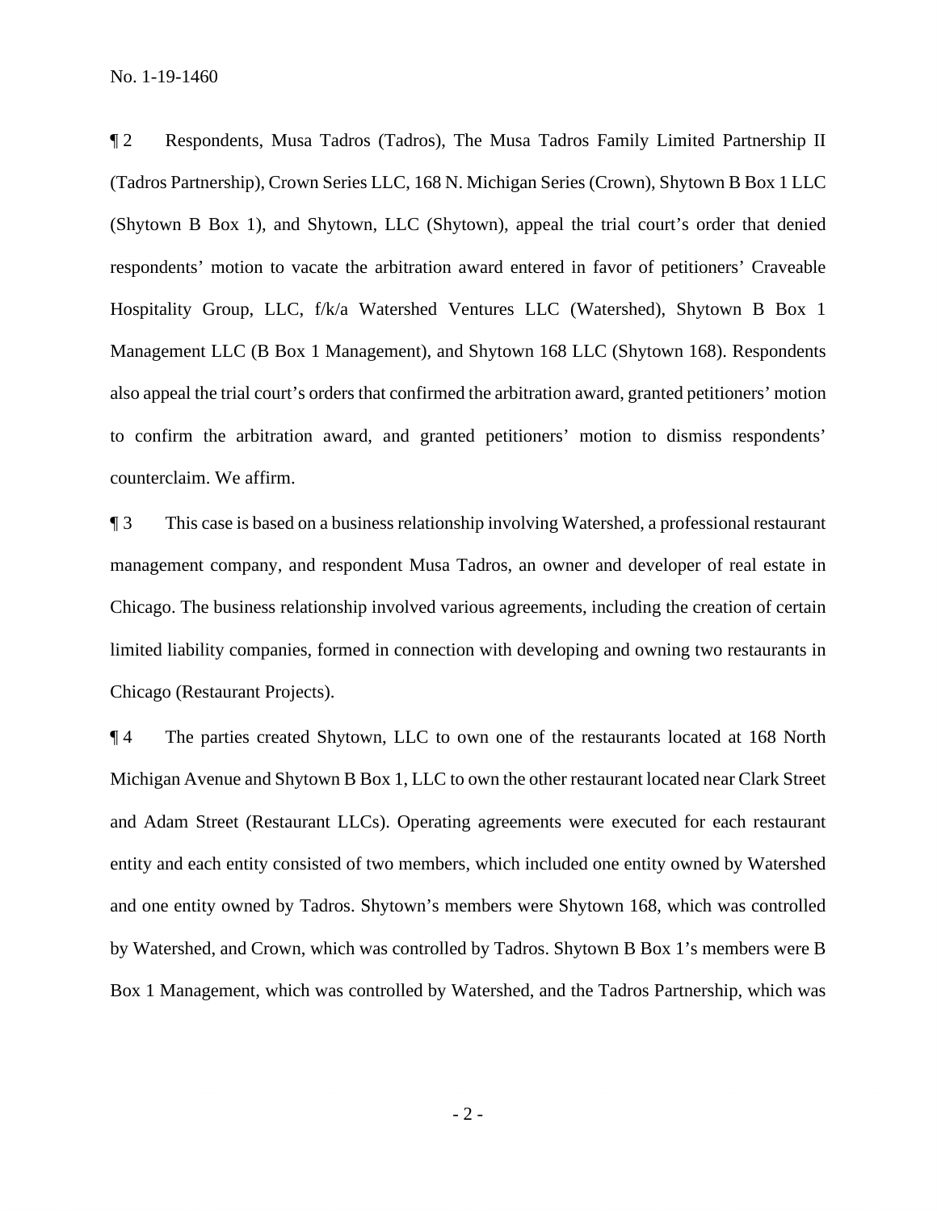¶ 2 Respondents, Musa Tadros (Tadros), The Musa Tadros Family Limited Partnership II (Tadros Partnership), Crown Series LLC, 168 N. Michigan Series (Crown), Shytown B Box 1 LLC (Shytown B Box 1), and Shytown, LLC (Shytown), appeal the trial court's order that denied respondents' motion to vacate the arbitration award entered in favor of petitioners' Craveable Hospitality Group, LLC, f/k/a Watershed Ventures LLC (Watershed), Shytown B Box 1 Management LLC (B Box 1 Management), and Shytown 168 LLC (Shytown 168). Respondents also appeal the trial court's orders that confirmed the arbitration award, granted petitioners' motion to confirm the arbitration award, and granted petitioners' motion to dismiss respondents' counterclaim. We affirm.

¶ 3 This case is based on a business relationship involving Watershed, a professional restaurant management company, and respondent Musa Tadros, an owner and developer of real estate in Chicago. The business relationship involved various agreements, including the creation of certain limited liability companies, formed in connection with developing and owning two restaurants in Chicago (Restaurant Projects).

¶ 4 The parties created Shytown, LLC to own one of the restaurants located at 168 North Michigan Avenue and Shytown B Box 1, LLC to own the other restaurant located near Clark Street and Adam Street (Restaurant LLCs). Operating agreements were executed for each restaurant entity and each entity consisted of two members, which included one entity owned by Watershed and one entity owned by Tadros. Shytown's members were Shytown 168, which was controlled by Watershed, and Crown, which was controlled by Tadros. Shytown B Box 1's members were B Box 1 Management, which was controlled by Watershed, and the Tadros Partnership, which was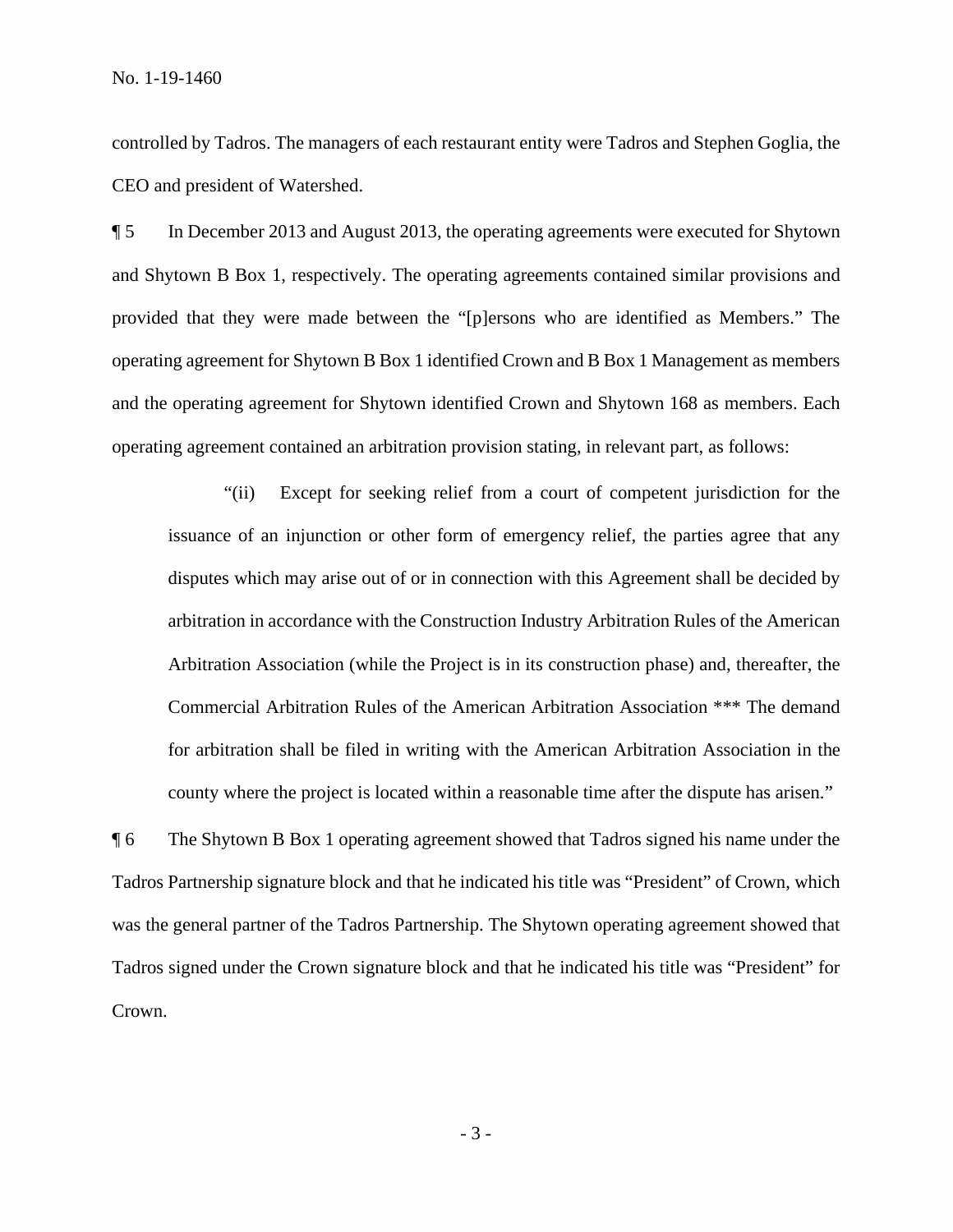controlled by Tadros. The managers of each restaurant entity were Tadros and Stephen Goglia, the CEO and president of Watershed.

¶ 5 In December 2013 and August 2013, the operating agreements were executed for Shytown and Shytown B Box 1, respectively. The operating agreements contained similar provisions and provided that they were made between the "[p]ersons who are identified as Members." The operating agreement for Shytown B Box 1 identified Crown and B Box 1 Management as members and the operating agreement for Shytown identified Crown and Shytown 168 as members. Each operating agreement contained an arbitration provision stating, in relevant part, as follows:

> "(ii) Except for seeking relief from a court of competent jurisdiction for the issuance of an injunction or other form of emergency relief, the parties agree that any disputes which may arise out of or in connection with this Agreement shall be decided by arbitration in accordance with the Construction Industry Arbitration Rules of the American Arbitration Association (while the Project is in its construction phase) and, thereafter, the Commercial Arbitration Rules of the American Arbitration Association *** The demand for arbitration shall be filed in writing with the American Arbitration Association in the county where the project is located within a reasonable time after the dispute has arisen."

¶ 6 The Shytown B Box 1 operating agreement showed that Tadros signed his name under the Tadros Partnership signature block and that he indicated his title was "President" of Crown, which was the general partner of the Tadros Partnership. The Shytown operating agreement showed that Tadros signed under the Crown signature block and that he indicated his title was "President" for Crown.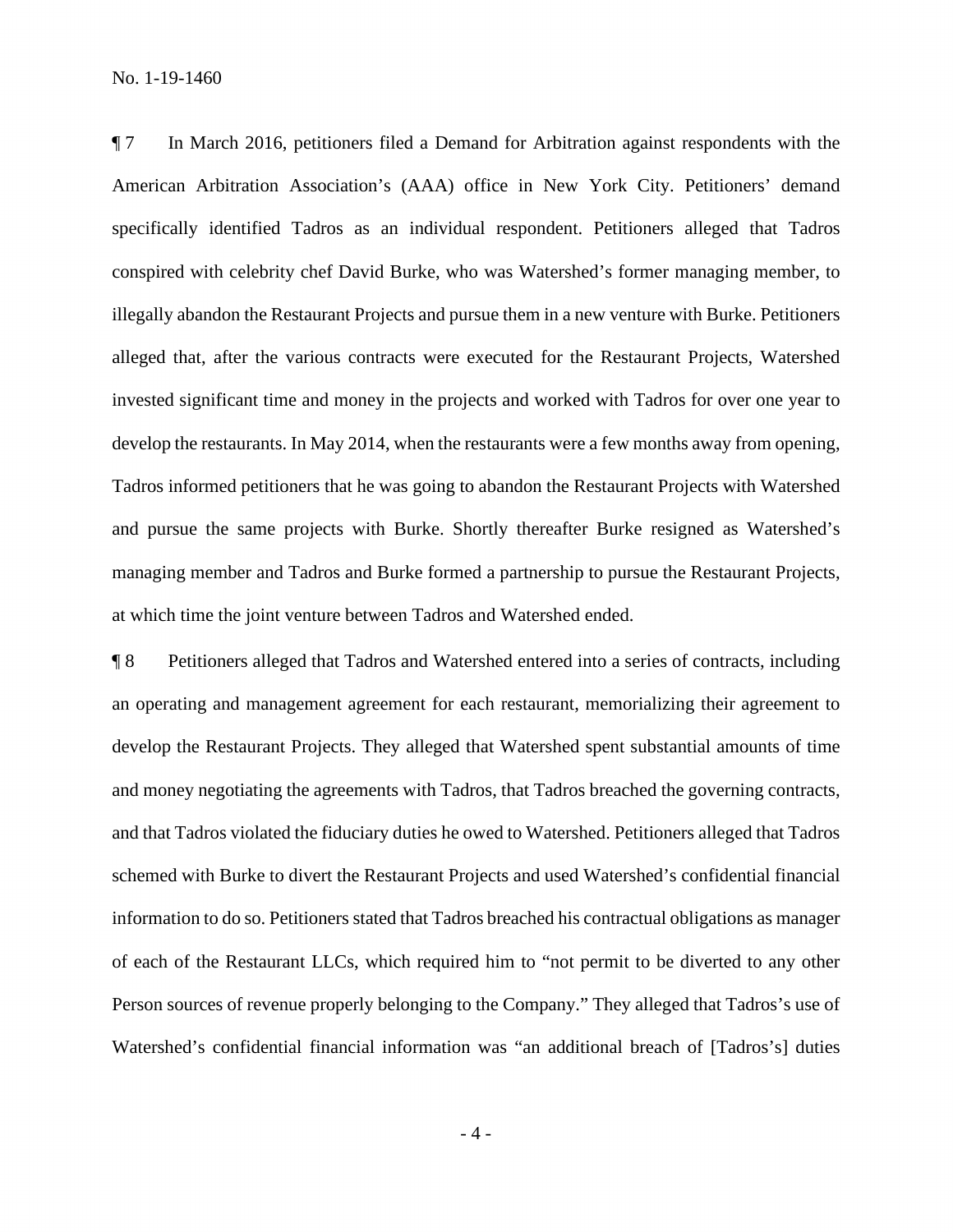¶ 7 In March 2016, petitioners filed a Demand for Arbitration against respondents with the American Arbitration Association's (AAA) office in New York City. Petitioners' demand specifically identified Tadros as an individual respondent. Petitioners alleged that Tadros conspired with celebrity chef David Burke, who was Watershed's former managing member, to illegally abandon the Restaurant Projects and pursue them in a new venture with Burke. Petitioners alleged that, after the various contracts were executed for the Restaurant Projects, Watershed invested significant time and money in the projects and worked with Tadros for over one year to develop the restaurants. In May 2014, when the restaurants were a few months away from opening, Tadros informed petitioners that he was going to abandon the Restaurant Projects with Watershed and pursue the same projects with Burke. Shortly thereafter Burke resigned as Watershed's managing member and Tadros and Burke formed a partnership to pursue the Restaurant Projects, at which time the joint venture between Tadros and Watershed ended.

¶ 8 Petitioners alleged that Tadros and Watershed entered into a series of contracts, including an operating and management agreement for each restaurant, memorializing their agreement to develop the Restaurant Projects. They alleged that Watershed spent substantial amounts of time and money negotiating the agreements with Tadros, that Tadros breached the governing contracts, and that Tadros violated the fiduciary duties he owed to Watershed. Petitioners alleged that Tadros schemed with Burke to divert the Restaurant Projects and used Watershed's confidential financial information to do so. Petitioners stated that Tadros breached his contractual obligations as manager of each of the Restaurant LLCs, which required him to "not permit to be diverted to any other Person sources of revenue properly belonging to the Company." They alleged that Tadros's use of Watershed's confidential financial information was "an additional breach of [Tadros's] duties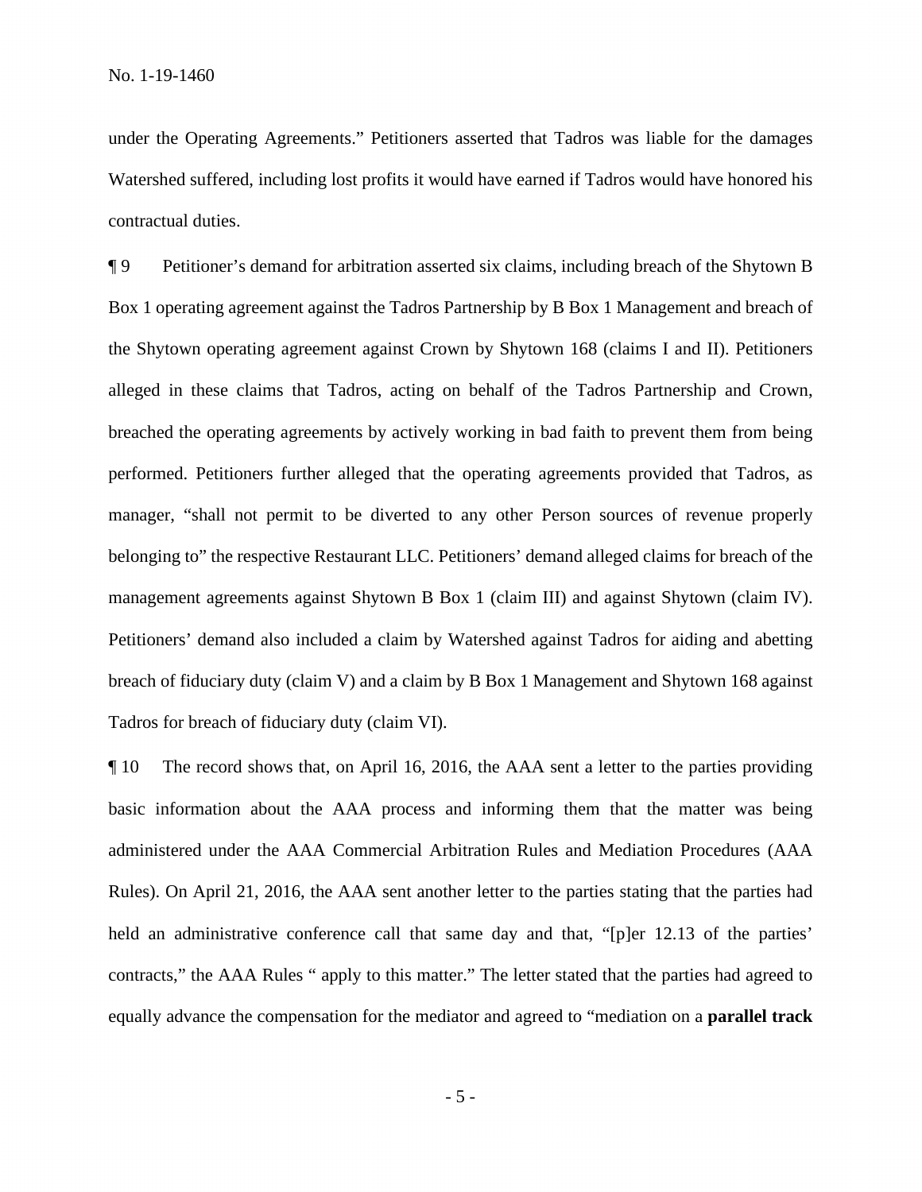under the Operating Agreements." Petitioners asserted that Tadros was liable for the damages Watershed suffered, including lost profits it would have earned if Tadros would have honored his contractual duties.

¶ 9 Petitioner's demand for arbitration asserted six claims, including breach of the Shytown B Box 1 operating agreement against the Tadros Partnership by B Box 1 Management and breach of the Shytown operating agreement against Crown by Shytown 168 (claims I and II). Petitioners alleged in these claims that Tadros, acting on behalf of the Tadros Partnership and Crown, breached the operating agreements by actively working in bad faith to prevent them from being performed. Petitioners further alleged that the operating agreements provided that Tadros, as manager, "shall not permit to be diverted to any other Person sources of revenue properly belonging to" the respective Restaurant LLC. Petitioners' demand alleged claims for breach of the management agreements against Shytown B Box 1 (claim III) and against Shytown (claim IV). Petitioners' demand also included a claim by Watershed against Tadros for aiding and abetting breach of fiduciary duty (claim V) and a claim by B Box 1 Management and Shytown 168 against Tadros for breach of fiduciary duty (claim VI).

¶ 10 The record shows that, on April 16, 2016, the AAA sent a letter to the parties providing basic information about the AAA process and informing them that the matter was being administered under the AAA Commercial Arbitration Rules and Mediation Procedures (AAA Rules). On April 21, 2016, the AAA sent another letter to the parties stating that the parties had held an administrative conference call that same day and that, "[p]er 12.13 of the parties' contracts," the AAA Rules " apply to this matter." The letter stated that the parties had agreed to equally advance the compensation for the mediator and agreed to "mediation on a **parallel track**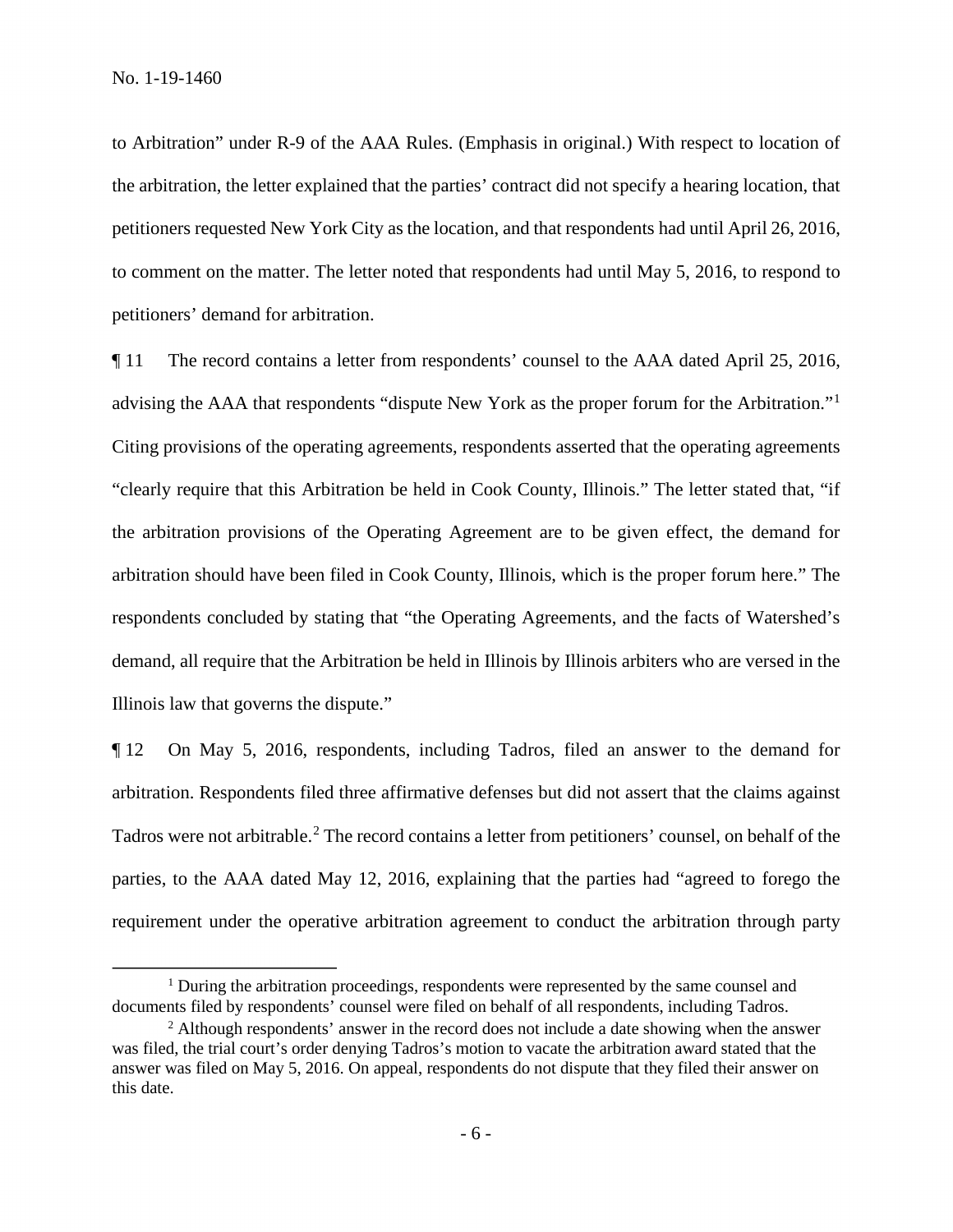to Arbitration" under R-9 of the AAA Rules. (Emphasis in original.) With respect to location of the arbitration, the letter explained that the parties' contract did not specify a hearing location, that petitioners requested New York City as the location, and that respondents had until April 26, 2016, to comment on the matter. The letter noted that respondents had until May 5, 2016, to respond to petitioners' demand for arbitration.

¶ 11 The record contains a letter from respondents' counsel to the AAA dated April 25, 2016, advising the AAA that respondents "dispute New York as the proper forum for the Arbitration."[1] Citing provisions of the operating agreements, respondents asserted that the operating agreements "clearly require that this Arbitration be held in Cook County, Illinois." The letter stated that, "if the arbitration provisions of the Operating Agreement are to be given effect, the demand for arbitration should have been filed in Cook County, Illinois, which is the proper forum here." The respondents concluded by stating that "the Operating Agreements, and the facts of Watershed's demand, all require that the Arbitration be held in Illinois by Illinois arbiters who are versed in the Illinois law that governs the dispute."

¶ 12 On May 5, 2016, respondents, including Tadros, filed an answer to the demand for arbitration. Respondents filed three affirmative defenses but did not assert that the claims against Tadros were not arbitrable.[2] The record contains a letter from petitioners' counsel, on behalf of the parties, to the AAA dated May 12, 2016, explaining that the parties had "agreed to forego the requirement under the operative arbitration agreement to conduct the arbitration through party

[1] During the arbitration proceedings, respondents were represented by the same counsel and documents filed by respondents' counsel were filed on behalf of all respondents, including Tadros.

[2] Although respondents' answer in the record does not include a date showing when the answer was filed, the trial court's order denying Tadros's motion to vacate the arbitration award stated that the answer was filed on May 5, 2016. On appeal, respondents do not dispute that they filed their answer on this date.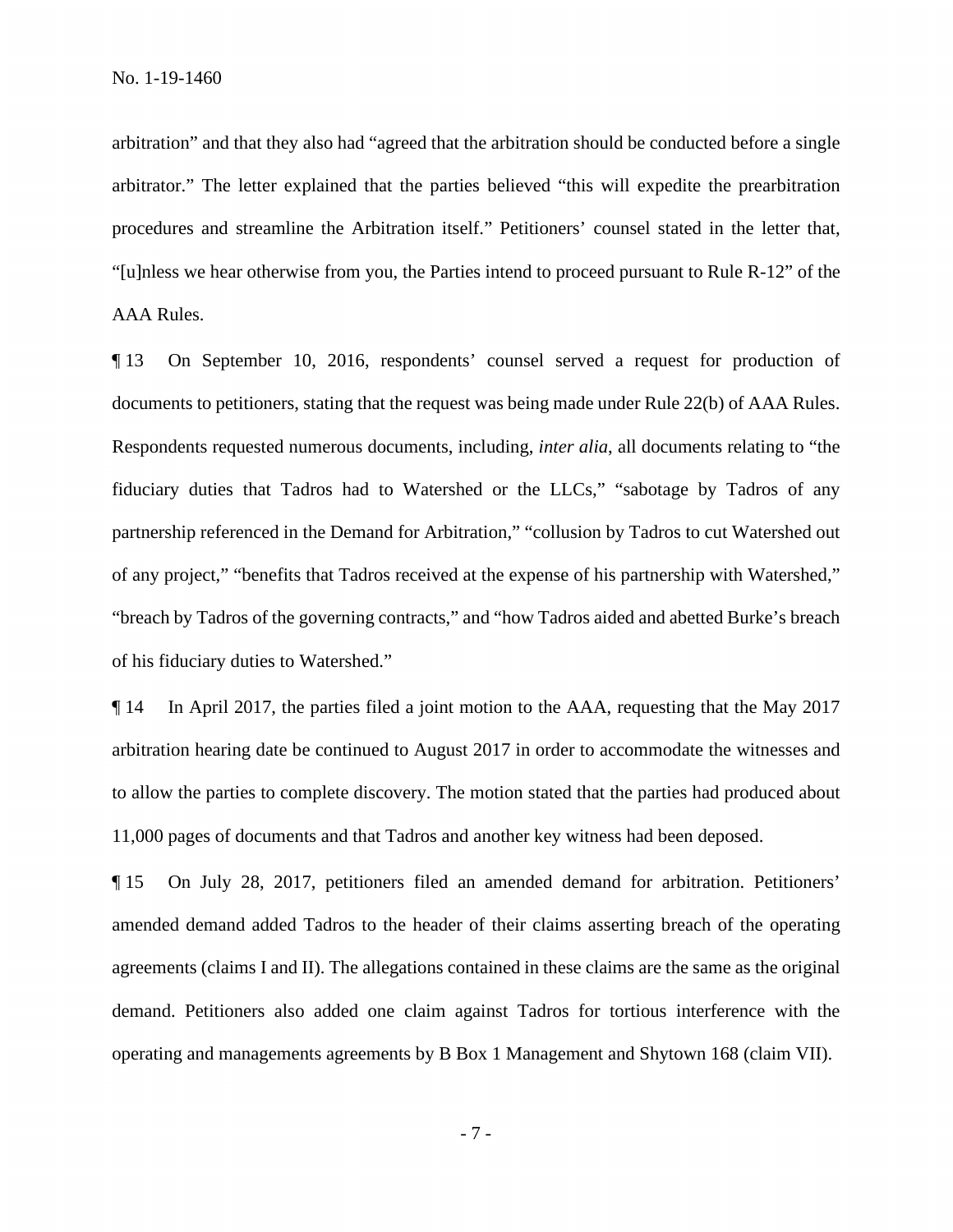arbitration" and that they also had "agreed that the arbitration should be conducted before a single arbitrator." The letter explained that the parties believed "this will expedite the prearbitration procedures and streamline the Arbitration itself." Petitioners' counsel stated in the letter that, "[u]nless we hear otherwise from you, the Parties intend to proceed pursuant to Rule R-12" of the AAA Rules.

¶ 13 On September 10, 2016, respondents' counsel served a request for production of documents to petitioners, stating that the request was being made under Rule 22(b) of AAA Rules. Respondents requested numerous documents, including, *inter alia*, all documents relating to "the fiduciary duties that Tadros had to Watershed or the LLCs," "sabotage by Tadros of any partnership referenced in the Demand for Arbitration," "collusion by Tadros to cut Watershed out of any project," "benefits that Tadros received at the expense of his partnership with Watershed," "breach by Tadros of the governing contracts," and "how Tadros aided and abetted Burke's breach of his fiduciary duties to Watershed."

¶ 14 In April 2017, the parties filed a joint motion to the AAA, requesting that the May 2017 arbitration hearing date be continued to August 2017 in order to accommodate the witnesses and to allow the parties to complete discovery. The motion stated that the parties had produced about 11,000 pages of documents and that Tadros and another key witness had been deposed.

¶ 15 On July 28, 2017, petitioners filed an amended demand for arbitration. Petitioners' amended demand added Tadros to the header of their claims asserting breach of the operating agreements (claims I and II). The allegations contained in these claims are the same as the original demand. Petitioners also added one claim against Tadros for tortious interference with the operating and managements agreements by B Box 1 Management and Shytown 168 (claim VII).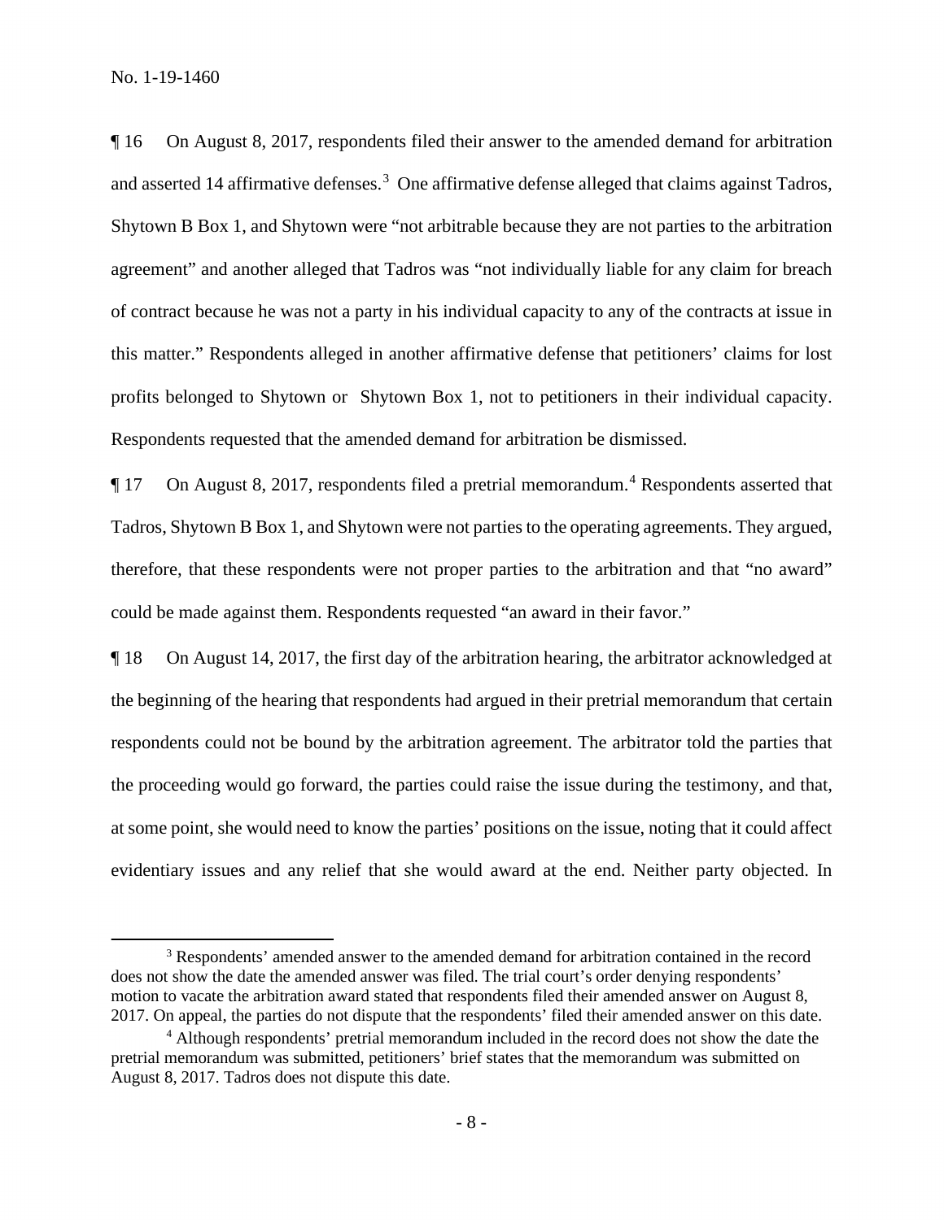¶ 16 On August 8, 2017, respondents filed their answer to the amended demand for arbitration and asserted 14 affirmative defenses.[3] One affirmative defense alleged that claims against Tadros, Shytown B Box 1, and Shytown were "not arbitrable because they are not parties to the arbitration agreement" and another alleged that Tadros was "not individually liable for any claim for breach of contract because he was not a party in his individual capacity to any of the contracts at issue in this matter." Respondents alleged in another affirmative defense that petitioners' claims for lost profits belonged to Shytown or Shytown Box 1, not to petitioners in their individual capacity. Respondents requested that the amended demand for arbitration be dismissed.

¶ 17 On August 8, 2017, respondents filed a pretrial memorandum.[4] Respondents asserted that Tadros, Shytown B Box 1, and Shytown were not parties to the operating agreements. They argued, therefore, that these respondents were not proper parties to the arbitration and that "no award" could be made against them. Respondents requested "an award in their favor."

¶ 18 On August 14, 2017, the first day of the arbitration hearing, the arbitrator acknowledged at the beginning of the hearing that respondents had argued in their pretrial memorandum that certain respondents could not be bound by the arbitration agreement. The arbitrator told the parties that the proceeding would go forward, the parties could raise the issue during the testimony, and that, at some point, she would need to know the parties' positions on the issue, noting that it could affect evidentiary issues and any relief that she would award at the end. Neither party objected. In

---

[3] Respondents' amended answer to the amended demand for arbitration contained in the record does not show the date the amended answer was filed. The trial court's order denying respondents' motion to vacate the arbitration award stated that respondents filed their amended answer on August 8, 2017. On appeal, the parties do not dispute that the respondents' filed their amended answer on this date.

[4] Although respondents' pretrial memorandum included in the record does not show the date the pretrial memorandum was submitted, petitioners' brief states that the memorandum was submitted on August 8, 2017. Tadros does not dispute this date.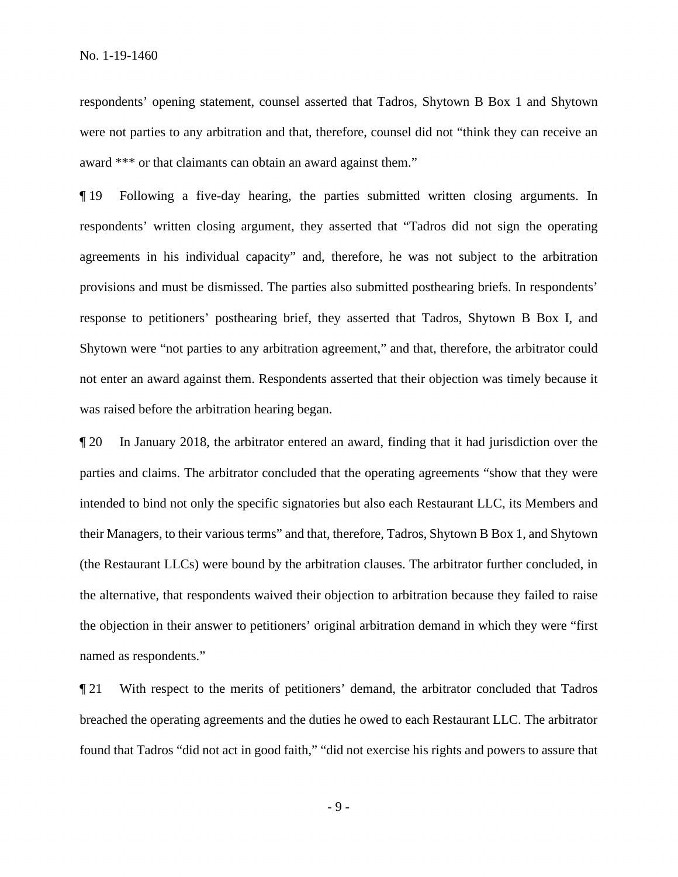respondents' opening statement, counsel asserted that Tadros, Shytown B Box 1 and Shytown were not parties to any arbitration and that, therefore, counsel did not "think they can receive an award *** or that claimants can obtain an award against them."

¶ 19 Following a five-day hearing, the parties submitted written closing arguments. In respondents' written closing argument, they asserted that "Tadros did not sign the operating agreements in his individual capacity" and, therefore, he was not subject to the arbitration provisions and must be dismissed. The parties also submitted posthearing briefs. In respondents' response to petitioners' posthearing brief, they asserted that Tadros, Shytown B Box I, and Shytown were "not parties to any arbitration agreement," and that, therefore, the arbitrator could not enter an award against them. Respondents asserted that their objection was timely because it was raised before the arbitration hearing began.

¶ 20 In January 2018, the arbitrator entered an award, finding that it had jurisdiction over the parties and claims. The arbitrator concluded that the operating agreements "show that they were intended to bind not only the specific signatories but also each Restaurant LLC, its Members and their Managers, to their various terms" and that, therefore, Tadros, Shytown B Box 1, and Shytown (the Restaurant LLCs) were bound by the arbitration clauses. The arbitrator further concluded, in the alternative, that respondents waived their objection to arbitration because they failed to raise the objection in their answer to petitioners' original arbitration demand in which they were "first named as respondents."

¶ 21 With respect to the merits of petitioners' demand, the arbitrator concluded that Tadros breached the operating agreements and the duties he owed to each Restaurant LLC. The arbitrator found that Tadros "did not act in good faith," "did not exercise his rights and powers to assure that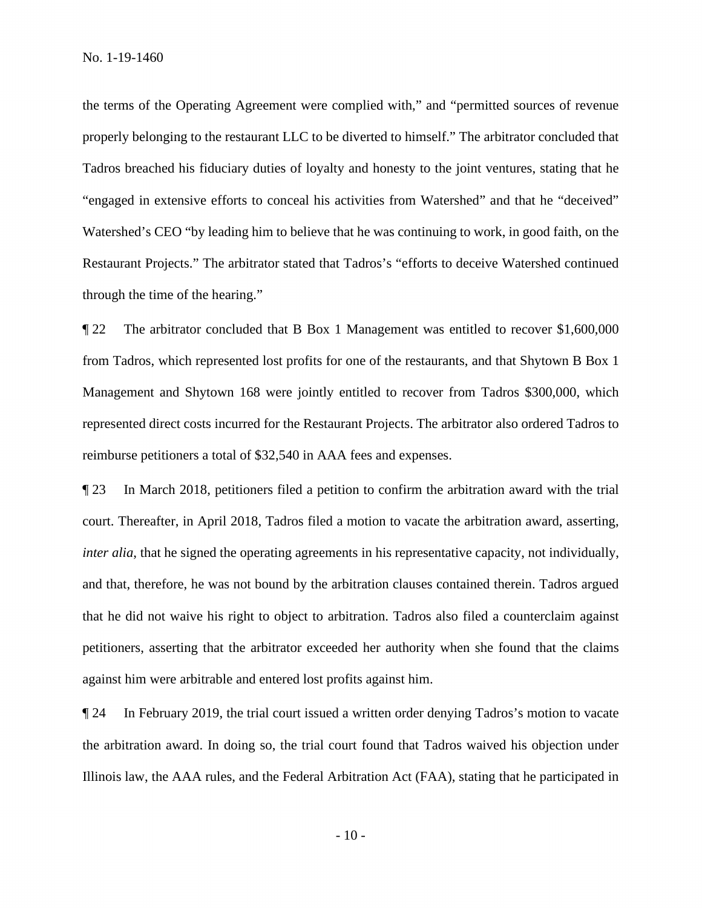the terms of the Operating Agreement were complied with," and "permitted sources of revenue properly belonging to the restaurant LLC to be diverted to himself." The arbitrator concluded that Tadros breached his fiduciary duties of loyalty and honesty to the joint ventures, stating that he "engaged in extensive efforts to conceal his activities from Watershed" and that he "deceived" Watershed's CEO "by leading him to believe that he was continuing to work, in good faith, on the Restaurant Projects." The arbitrator stated that Tadros's "efforts to deceive Watershed continued through the time of the hearing."

¶ 22 The arbitrator concluded that B Box 1 Management was entitled to recover $1,600,000 from Tadros, which represented lost profits for one of the restaurants, and that Shytown B Box 1 Management and Shytown 168 were jointly entitled to recover from Tadros $300,000, which represented direct costs incurred for the Restaurant Projects. The arbitrator also ordered Tadros to reimburse petitioners a total of $32,540 in AAA fees and expenses.

¶ 23 In March 2018, petitioners filed a petition to confirm the arbitration award with the trial court. Thereafter, in April 2018, Tadros filed a motion to vacate the arbitration award, asserting, *inter alia*, that he signed the operating agreements in his representative capacity, not individually, and that, therefore, he was not bound by the arbitration clauses contained therein. Tadros argued that he did not waive his right to object to arbitration. Tadros also filed a counterclaim against petitioners, asserting that the arbitrator exceeded her authority when she found that the claims against him were arbitrable and entered lost profits against him.

¶ 24 In February 2019, the trial court issued a written order denying Tadros's motion to vacate the arbitration award. In doing so, the trial court found that Tadros waived his objection under Illinois law, the AAA rules, and the Federal Arbitration Act (FAA), stating that he participated in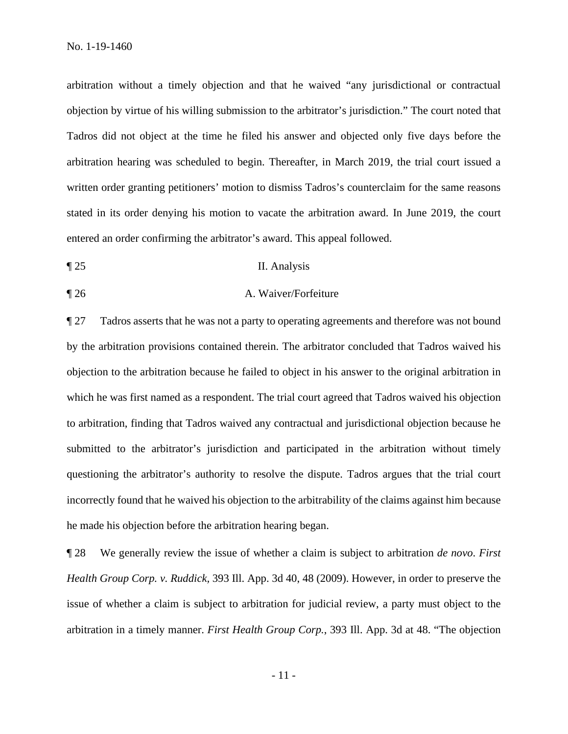arbitration without a timely objection and that he waived "any jurisdictional or contractual objection by virtue of his willing submission to the arbitrator's jurisdiction." The court noted that Tadros did not object at the time he filed his answer and objected only five days before the arbitration hearing was scheduled to begin. Thereafter, in March 2019, the trial court issued a written order granting petitioners' motion to dismiss Tadros's counterclaim for the same reasons stated in its order denying his motion to vacate the arbitration award. In June 2019, the court entered an order confirming the arbitrator's award. This appeal followed.

¶ 25 II. Analysis

¶ 26 A. Waiver/Forfeiture

¶ 27 Tadros asserts that he was not a party to operating agreements and therefore was not bound by the arbitration provisions contained therein. The arbitrator concluded that Tadros waived his objection to the arbitration because he failed to object in his answer to the original arbitration in which he was first named as a respondent. The trial court agreed that Tadros waived his objection to arbitration, finding that Tadros waived any contractual and jurisdictional objection because he submitted to the arbitrator's jurisdiction and participated in the arbitration without timely questioning the arbitrator's authority to resolve the dispute. Tadros argues that the trial court incorrectly found that he waived his objection to the arbitrability of the claims against him because he made his objection before the arbitration hearing began.

¶ 28 We generally review the issue of whether a claim is subject to arbitration *de novo*. *First Health Group Corp. v. Ruddick*, 393 Ill. App. 3d 40, 48 (2009). However, in order to preserve the issue of whether a claim is subject to arbitration for judicial review, a party must object to the arbitration in a timely manner. *First Health Group Corp.*, 393 Ill. App. 3d at 48. "The objection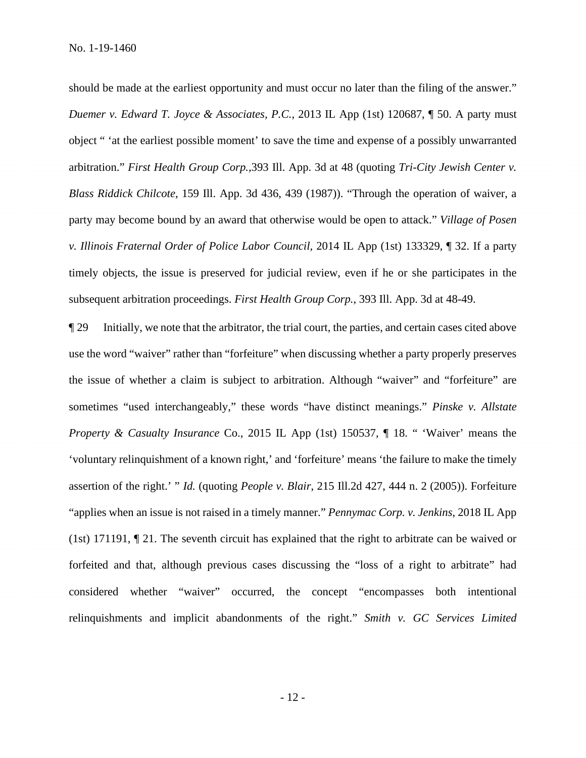should be made at the earliest opportunity and must occur no later than the filing of the answer." *Duemer v. Edward T. Joyce & Associates, P.C.*, 2013 IL App (1st) 120687, ¶ 50. A party must object " 'at the earliest possible moment' to save the time and expense of a possibly unwarranted arbitration." *First Health Group Corp.,*393 Ill. App. 3d at 48 (quoting *Tri-City Jewish Center v. Blass Riddick Chilcote*, 159 Ill. App. 3d 436, 439 (1987)). "Through the operation of waiver, a party may become bound by an award that otherwise would be open to attack." *Village of Posen v. Illinois Fraternal Order of Police Labor Council*, 2014 IL App (1st) 133329, ¶ 32. If a party timely objects, the issue is preserved for judicial review, even if he or she participates in the subsequent arbitration proceedings. *First Health Group Corp.*, 393 Ill. App. 3d at 48-49.

¶ 29 Initially, we note that the arbitrator, the trial court, the parties, and certain cases cited above use the word "waiver" rather than "forfeiture" when discussing whether a party properly preserves the issue of whether a claim is subject to arbitration. Although "waiver" and "forfeiture" are sometimes "used interchangeably," these words "have distinct meanings." *Pinske v. Allstate Property & Casualty Insurance* Co., 2015 IL App (1st) 150537, ¶ 18. " 'Waiver' means the 'voluntary relinquishment of a known right,' and 'forfeiture' means 'the failure to make the timely assertion of the right.' " *Id.* (quoting *People v. Blair*, 215 Ill.2d 427, 444 n. 2 (2005)). Forfeiture "applies when an issue is not raised in a timely manner." *Pennymac Corp. v. Jenkins*, 2018 IL App (1st) 171191, ¶ 21. The seventh circuit has explained that the right to arbitrate can be waived or forfeited and that, although previous cases discussing the "loss of a right to arbitrate" had considered whether "waiver" occurred, the concept "encompasses both intentional relinquishments and implicit abandonments of the right." *Smith v. GC Services Limited*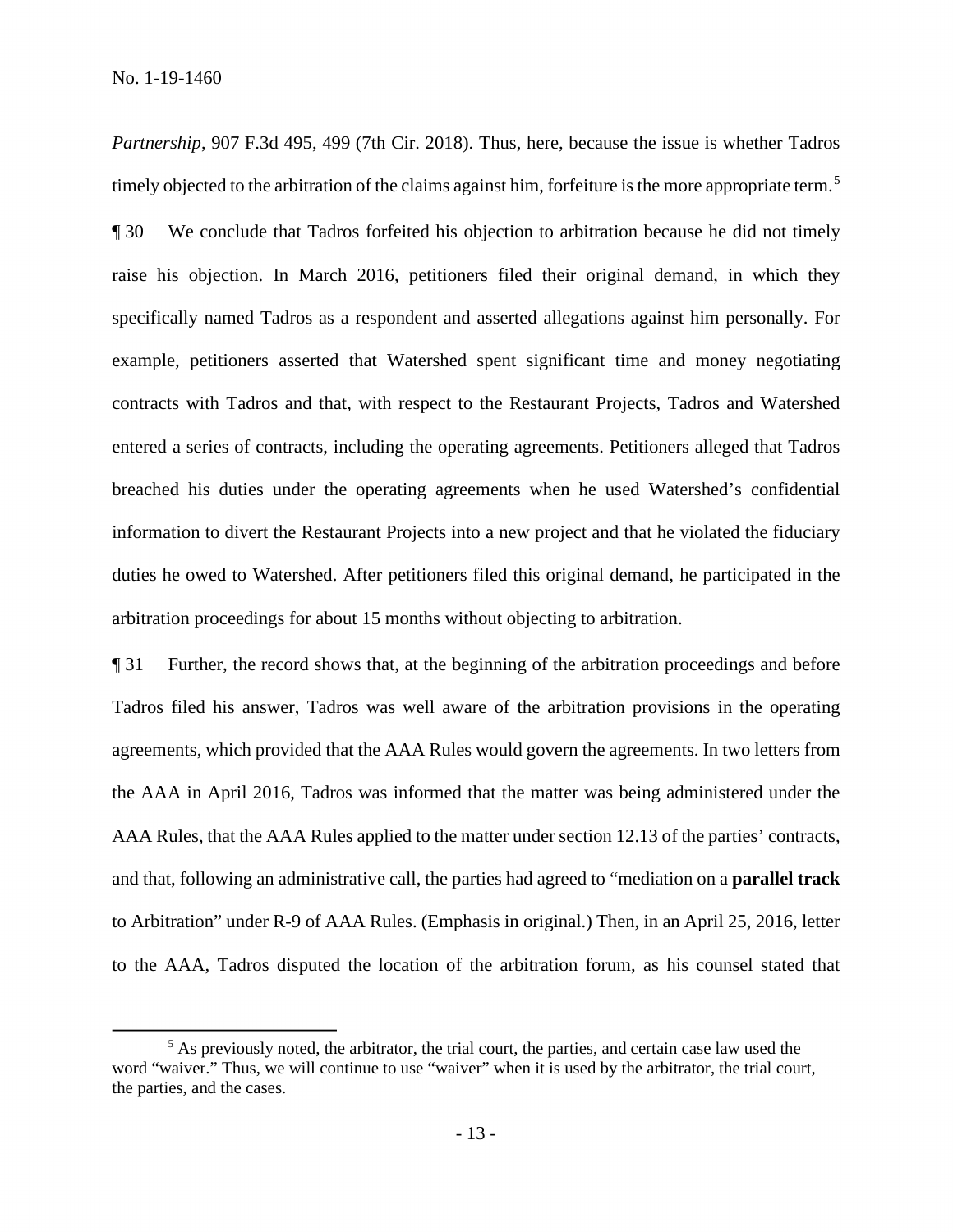*Partnership*, 907 F.3d 495, 499 (7th Cir. 2018). Thus, here, because the issue is whether Tadros timely objected to the arbitration of the claims against him, forfeiture is the more appropriate term.[5]

¶ 30 We conclude that Tadros forfeited his objection to arbitration because he did not timely raise his objection. In March 2016, petitioners filed their original demand, in which they specifically named Tadros as a respondent and asserted allegations against him personally. For example, petitioners asserted that Watershed spent significant time and money negotiating contracts with Tadros and that, with respect to the Restaurant Projects, Tadros and Watershed entered a series of contracts, including the operating agreements. Petitioners alleged that Tadros breached his duties under the operating agreements when he used Watershed's confidential information to divert the Restaurant Projects into a new project and that he violated the fiduciary duties he owed to Watershed. After petitioners filed this original demand, he participated in the arbitration proceedings for about 15 months without objecting to arbitration.

¶ 31 Further, the record shows that, at the beginning of the arbitration proceedings and before Tadros filed his answer, Tadros was well aware of the arbitration provisions in the operating agreements, which provided that the AAA Rules would govern the agreements. In two letters from the AAA in April 2016, Tadros was informed that the matter was being administered under the AAA Rules, that the AAA Rules applied to the matter under section 12.13 of the parties' contracts, and that, following an administrative call, the parties had agreed to "mediation on a **parallel track** to Arbitration" under R-9 of AAA Rules. (Emphasis in original.) Then, in an April 25, 2016, letter to the AAA, Tadros disputed the location of the arbitration forum, as his counsel stated that

[5] As previously noted, the arbitrator, the trial court, the parties, and certain case law used the word "waiver." Thus, we will continue to use "waiver" when it is used by the arbitrator, the trial court, the parties, and the cases.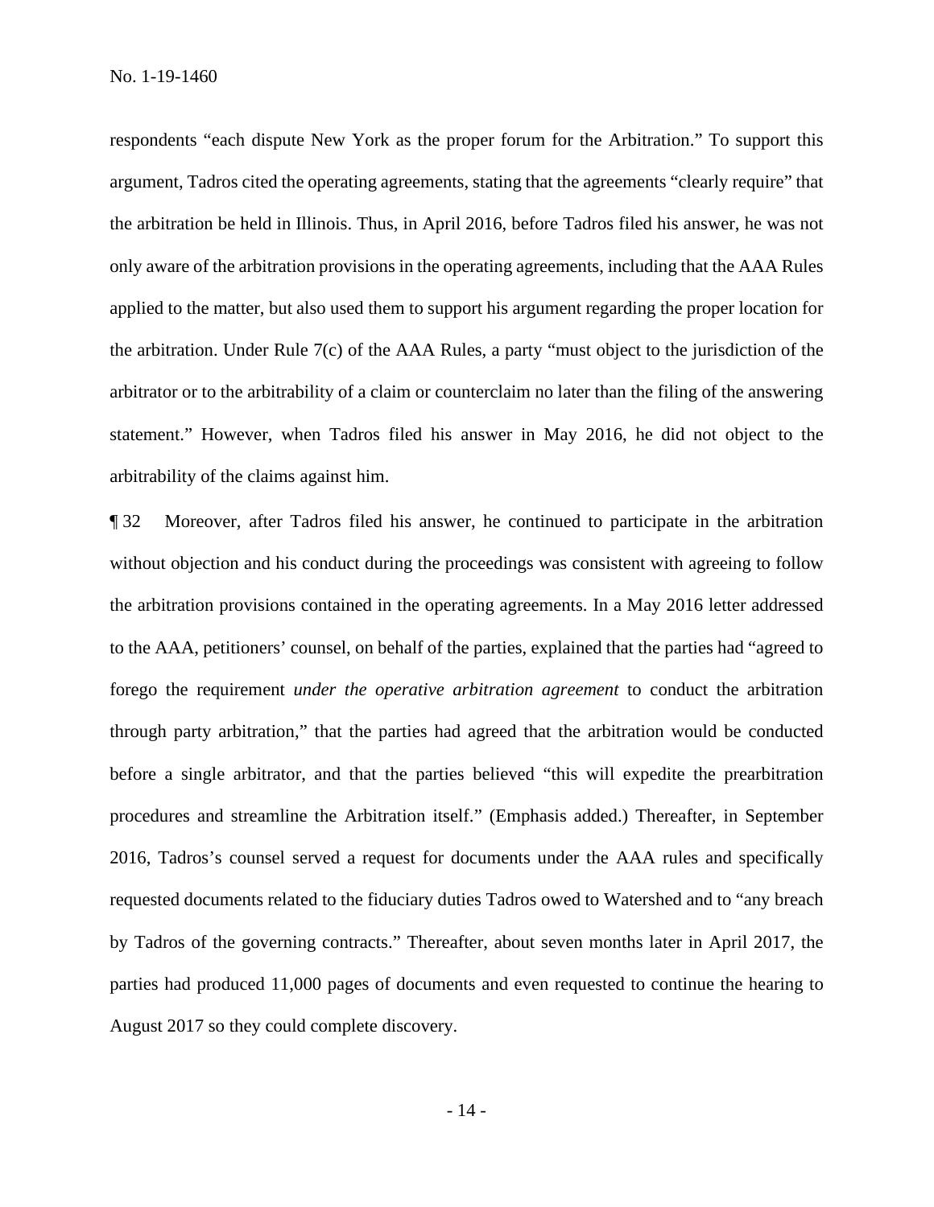respondents "each dispute New York as the proper forum for the Arbitration." To support this argument, Tadros cited the operating agreements, stating that the agreements "clearly require" that the arbitration be held in Illinois. Thus, in April 2016, before Tadros filed his answer, he was not only aware of the arbitration provisions in the operating agreements, including that the AAA Rules applied to the matter, but also used them to support his argument regarding the proper location for the arbitration. Under Rule 7(c) of the AAA Rules, a party "must object to the jurisdiction of the arbitrator or to the arbitrability of a claim or counterclaim no later than the filing of the answering statement." However, when Tadros filed his answer in May 2016, he did not object to the arbitrability of the claims against him.

¶ 32 Moreover, after Tadros filed his answer, he continued to participate in the arbitration without objection and his conduct during the proceedings was consistent with agreeing to follow the arbitration provisions contained in the operating agreements. In a May 2016 letter addressed to the AAA, petitioners' counsel, on behalf of the parties, explained that the parties had "agreed to forego the requirement *under the operative arbitration agreement* to conduct the arbitration through party arbitration," that the parties had agreed that the arbitration would be conducted before a single arbitrator, and that the parties believed "this will expedite the prearbitration procedures and streamline the Arbitration itself." (Emphasis added.) Thereafter, in September 2016, Tadros's counsel served a request for documents under the AAA rules and specifically requested documents related to the fiduciary duties Tadros owed to Watershed and to "any breach by Tadros of the governing contracts." Thereafter, about seven months later in April 2017, the parties had produced 11,000 pages of documents and even requested to continue the hearing to August 2017 so they could complete discovery.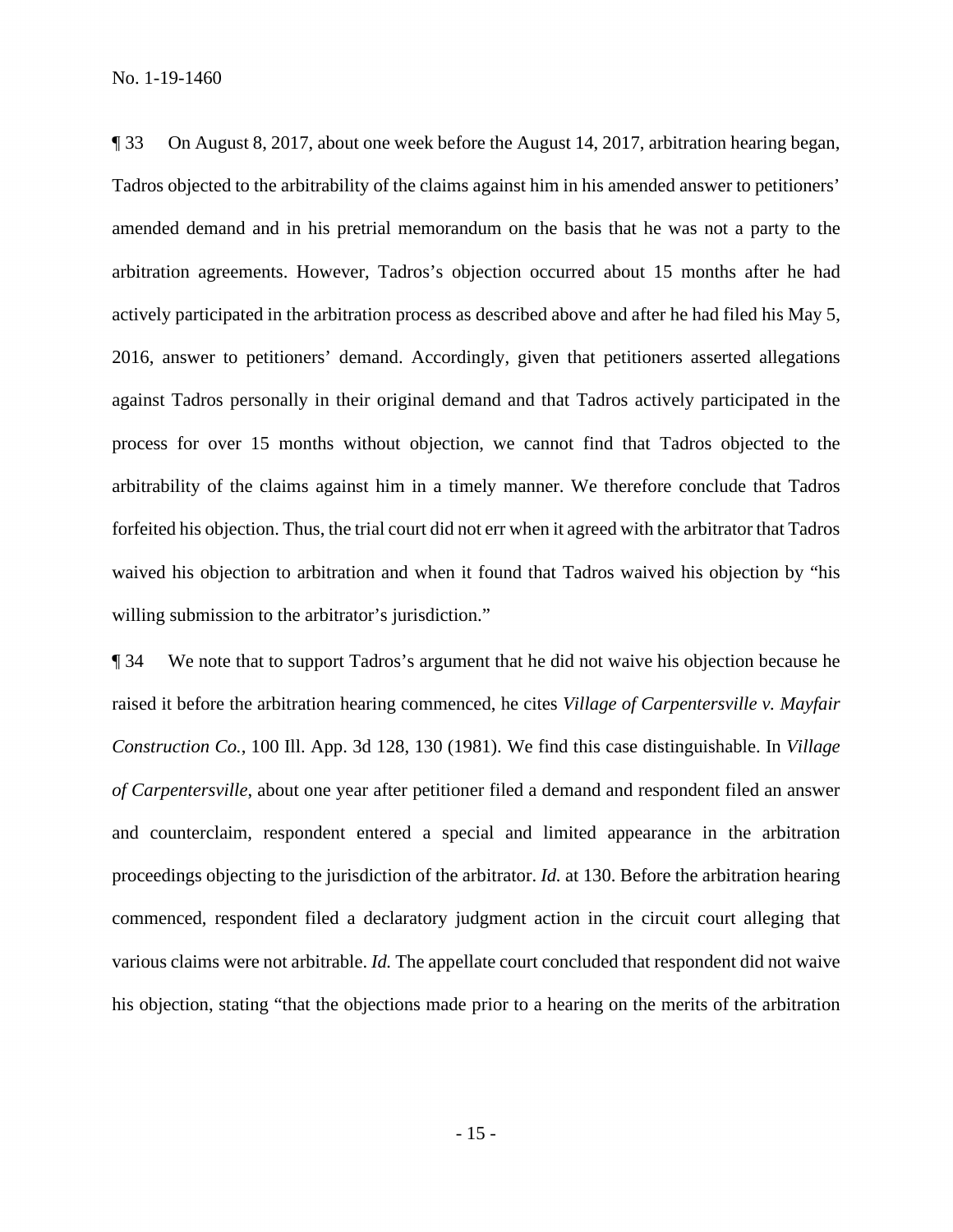¶ 33 On August 8, 2017, about one week before the August 14, 2017, arbitration hearing began, Tadros objected to the arbitrability of the claims against him in his amended answer to petitioners' amended demand and in his pretrial memorandum on the basis that he was not a party to the arbitration agreements. However, Tadros's objection occurred about 15 months after he had actively participated in the arbitration process as described above and after he had filed his May 5, 2016, answer to petitioners' demand. Accordingly, given that petitioners asserted allegations against Tadros personally in their original demand and that Tadros actively participated in the process for over 15 months without objection, we cannot find that Tadros objected to the arbitrability of the claims against him in a timely manner. We therefore conclude that Tadros forfeited his objection. Thus, the trial court did not err when it agreed with the arbitrator that Tadros waived his objection to arbitration and when it found that Tadros waived his objection by "his willing submission to the arbitrator's jurisdiction."

¶ 34 We note that to support Tadros's argument that he did not waive his objection because he raised it before the arbitration hearing commenced, he cites *Village of Carpentersville v. Mayfair Construction Co.*, 100 Ill. App. 3d 128, 130 (1981). We find this case distinguishable. In *Village of Carpentersville*, about one year after petitioner filed a demand and respondent filed an answer and counterclaim, respondent entered a special and limited appearance in the arbitration proceedings objecting to the jurisdiction of the arbitrator. *Id.* at 130. Before the arbitration hearing commenced, respondent filed a declaratory judgment action in the circuit court alleging that various claims were not arbitrable. *Id.* The appellate court concluded that respondent did not waive his objection, stating "that the objections made prior to a hearing on the merits of the arbitration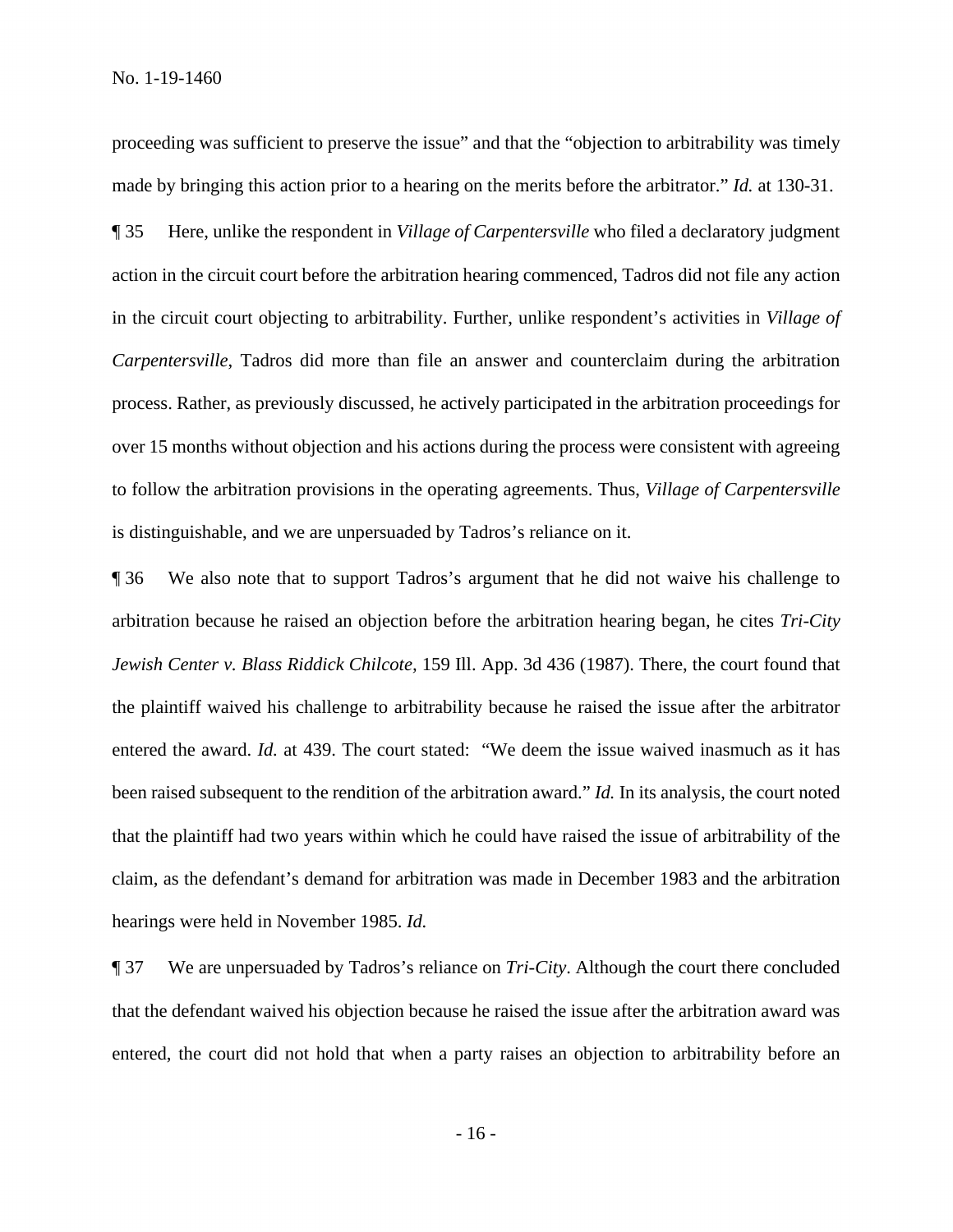proceeding was sufficient to preserve the issue" and that the "objection to arbitrability was timely made by bringing this action prior to a hearing on the merits before the arbitrator." *Id.* at 130-31.

¶ 35 Here, unlike the respondent in *Village of Carpentersville* who filed a declaratory judgment action in the circuit court before the arbitration hearing commenced, Tadros did not file any action in the circuit court objecting to arbitrability. Further, unlike respondent's activities in *Village of Carpentersville*, Tadros did more than file an answer and counterclaim during the arbitration process. Rather, as previously discussed, he actively participated in the arbitration proceedings for over 15 months without objection and his actions during the process were consistent with agreeing to follow the arbitration provisions in the operating agreements. Thus, *Village of Carpentersville* is distinguishable, and we are unpersuaded by Tadros's reliance on it.

¶ 36 We also note that to support Tadros's argument that he did not waive his challenge to arbitration because he raised an objection before the arbitration hearing began, he cites *Tri-City Jewish Center v. Blass Riddick Chilcote*, 159 Ill. App. 3d 436 (1987). There, the court found that the plaintiff waived his challenge to arbitrability because he raised the issue after the arbitrator entered the award. *Id.* at 439. The court stated: "We deem the issue waived inasmuch as it has been raised subsequent to the rendition of the arbitration award." *Id.* In its analysis, the court noted that the plaintiff had two years within which he could have raised the issue of arbitrability of the claim, as the defendant's demand for arbitration was made in December 1983 and the arbitration hearings were held in November 1985. *Id.*

¶ 37 We are unpersuaded by Tadros's reliance on *Tri-City*. Although the court there concluded that the defendant waived his objection because he raised the issue after the arbitration award was entered, the court did not hold that when a party raises an objection to arbitrability before an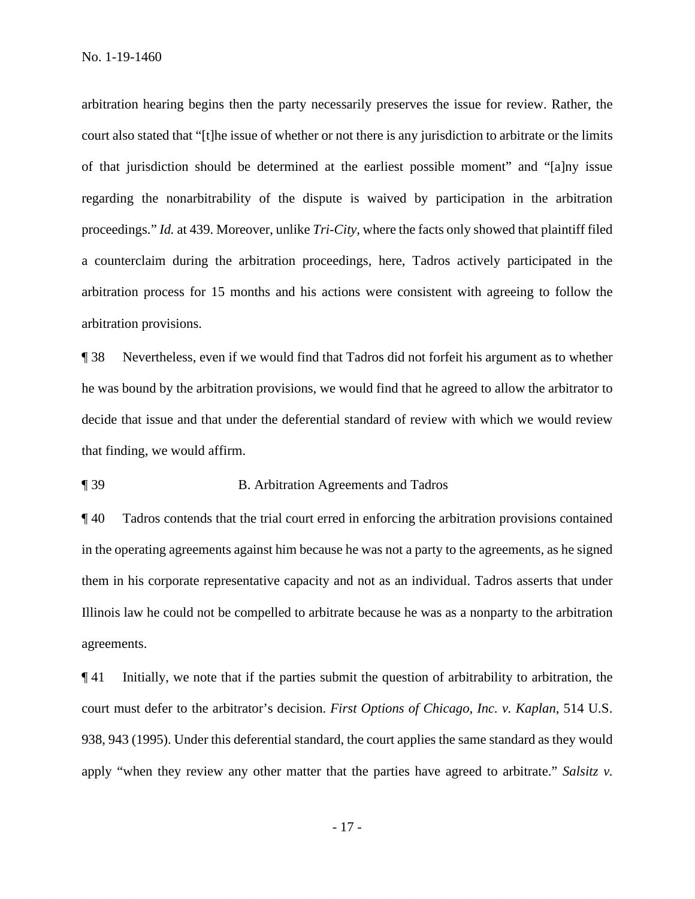arbitration hearing begins then the party necessarily preserves the issue for review. Rather, the court also stated that "[t]he issue of whether or not there is any jurisdiction to arbitrate or the limits of that jurisdiction should be determined at the earliest possible moment" and "[a]ny issue regarding the nonarbitrability of the dispute is waived by participation in the arbitration proceedings." *Id.* at 439. Moreover, unlike *Tri-City*, where the facts only showed that plaintiff filed a counterclaim during the arbitration proceedings, here, Tadros actively participated in the arbitration process for 15 months and his actions were consistent with agreeing to follow the arbitration provisions.

¶ 38 Nevertheless, even if we would find that Tadros did not forfeit his argument as to whether he was bound by the arbitration provisions, we would find that he agreed to allow the arbitrator to decide that issue and that under the deferential standard of review with which we would review that finding, we would affirm.

¶ 39 B. Arbitration Agreements and Tadros

¶ 40 Tadros contends that the trial court erred in enforcing the arbitration provisions contained in the operating agreements against him because he was not a party to the agreements, as he signed them in his corporate representative capacity and not as an individual. Tadros asserts that under Illinois law he could not be compelled to arbitrate because he was as a nonparty to the arbitration agreements.

¶ 41 Initially, we note that if the parties submit the question of arbitrability to arbitration, the court must defer to the arbitrator's decision. *First Options of Chicago, Inc. v. Kaplan*, 514 U.S. 938, 943 (1995). Under this deferential standard, the court applies the same standard as they would apply "when they review any other matter that the parties have agreed to arbitrate." *Salsitz v.*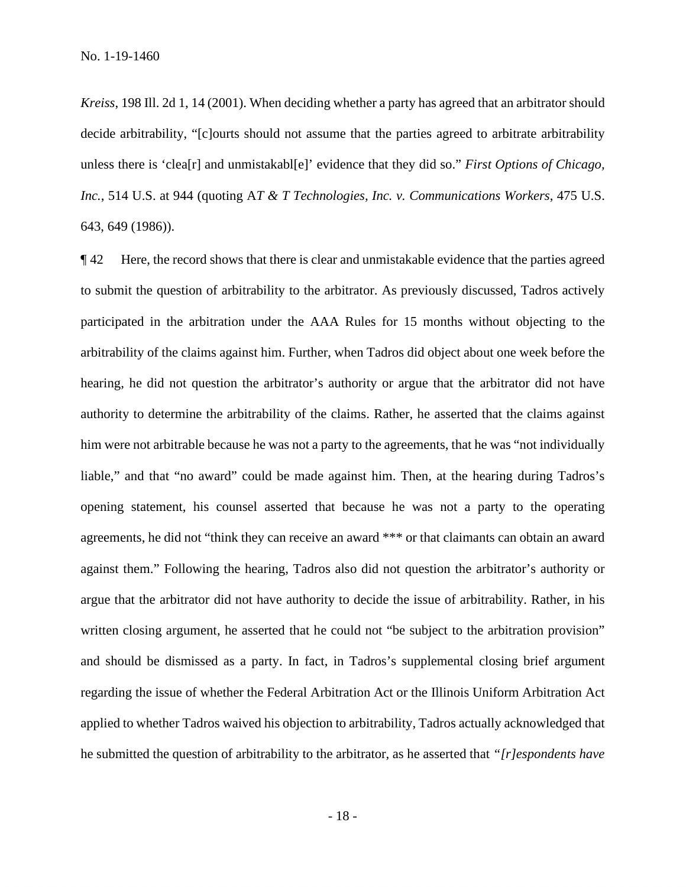*Kreiss*, 198 Ill. 2d 1, 14 (2001). When deciding whether a party has agreed that an arbitrator should decide arbitrability, "[c]ourts should not assume that the parties agreed to arbitrate arbitrability unless there is 'clea[r] and unmistakabl[e]' evidence that they did so." *First Options of Chicago, Inc.*, 514 U.S. at 944 (quoting A*T & T Technologies, Inc. v. Communications Workers*, 475 U.S. 643, 649 (1986)).

¶ 42 Here, the record shows that there is clear and unmistakable evidence that the parties agreed to submit the question of arbitrability to the arbitrator. As previously discussed, Tadros actively participated in the arbitration under the AAA Rules for 15 months without objecting to the arbitrability of the claims against him. Further, when Tadros did object about one week before the hearing, he did not question the arbitrator's authority or argue that the arbitrator did not have authority to determine the arbitrability of the claims. Rather, he asserted that the claims against him were not arbitrable because he was not a party to the agreements, that he was "not individually liable," and that "no award" could be made against him. Then, at the hearing during Tadros's opening statement, his counsel asserted that because he was not a party to the operating agreements, he did not "think they can receive an award *** or that claimants can obtain an award against them." Following the hearing, Tadros also did not question the arbitrator's authority or argue that the arbitrator did not have authority to decide the issue of arbitrability. Rather, in his written closing argument, he asserted that he could not "be subject to the arbitration provision" and should be dismissed as a party. In fact, in Tadros's supplemental closing brief argument regarding the issue of whether the Federal Arbitration Act or the Illinois Uniform Arbitration Act applied to whether Tadros waived his objection to arbitrability, Tadros actually acknowledged that he submitted the question of arbitrability to the arbitrator, as he asserted that *"[r]espondents have*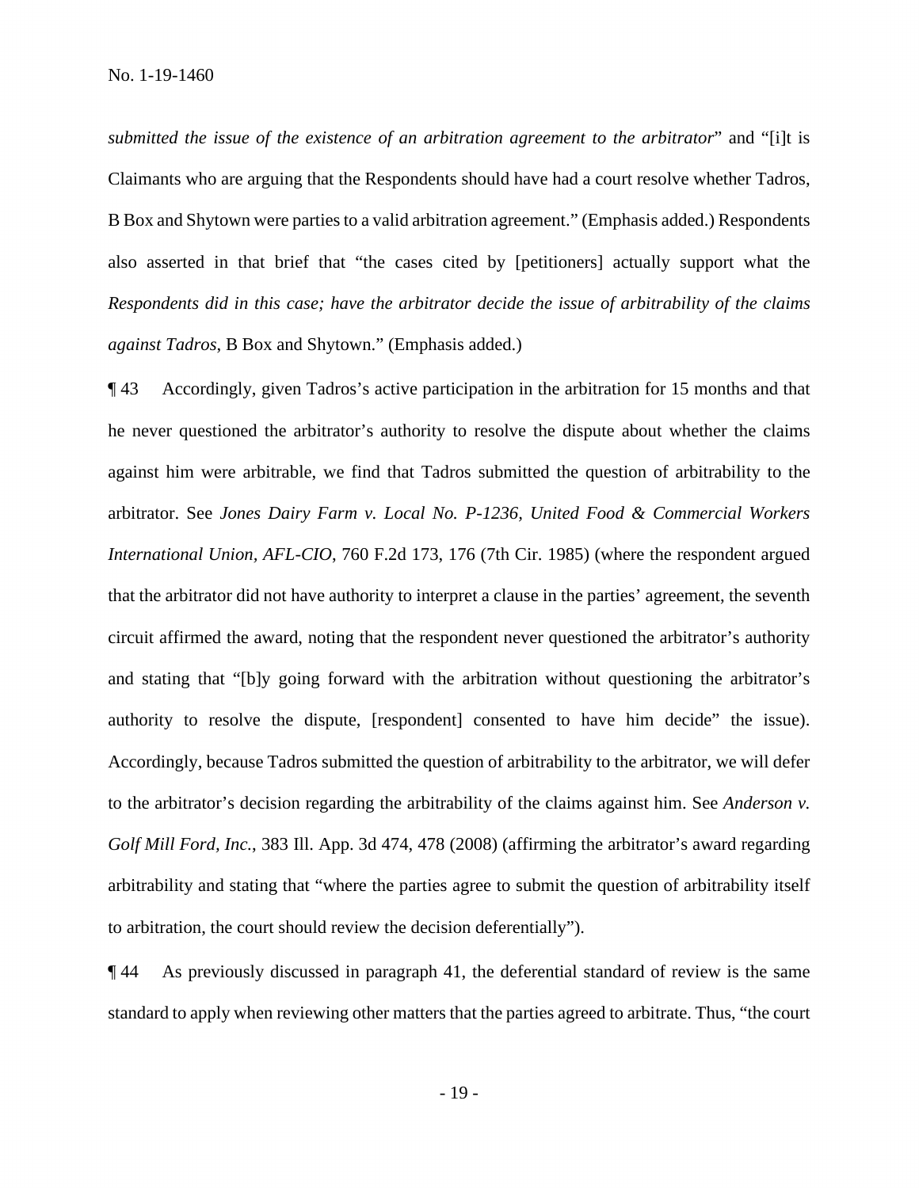*submitted the issue of the existence of an arbitration agreement to the arbitrator*" and "[i]t is Claimants who are arguing that the Respondents should have had a court resolve whether Tadros, B Box and Shytown were parties to a valid arbitration agreement." (Emphasis added.) Respondents also asserted in that brief that "the cases cited by [petitioners] actually support what the *Respondents did in this case; have the arbitrator decide the issue of arbitrability of the claims against Tadros*, B Box and Shytown." (Emphasis added.)

¶ 43 Accordingly, given Tadros's active participation in the arbitration for 15 months and that he never questioned the arbitrator's authority to resolve the dispute about whether the claims against him were arbitrable, we find that Tadros submitted the question of arbitrability to the arbitrator. See *Jones Dairy Farm v. Local No. P-1236, United Food & Commercial Workers International Union, AFL-CIO*, 760 F.2d 173, 176 (7th Cir. 1985) (where the respondent argued that the arbitrator did not have authority to interpret a clause in the parties' agreement, the seventh circuit affirmed the award, noting that the respondent never questioned the arbitrator's authority and stating that "[b]y going forward with the arbitration without questioning the arbitrator's authority to resolve the dispute, [respondent] consented to have him decide" the issue). Accordingly, because Tadros submitted the question of arbitrability to the arbitrator, we will defer to the arbitrator's decision regarding the arbitrability of the claims against him. See *Anderson v. Golf Mill Ford, Inc.*, 383 Ill. App. 3d 474, 478 (2008) (affirming the arbitrator's award regarding arbitrability and stating that "where the parties agree to submit the question of arbitrability itself to arbitration, the court should review the decision deferentially").

¶ 44 As previously discussed in paragraph 41, the deferential standard of review is the same standard to apply when reviewing other matters that the parties agreed to arbitrate. Thus, "the court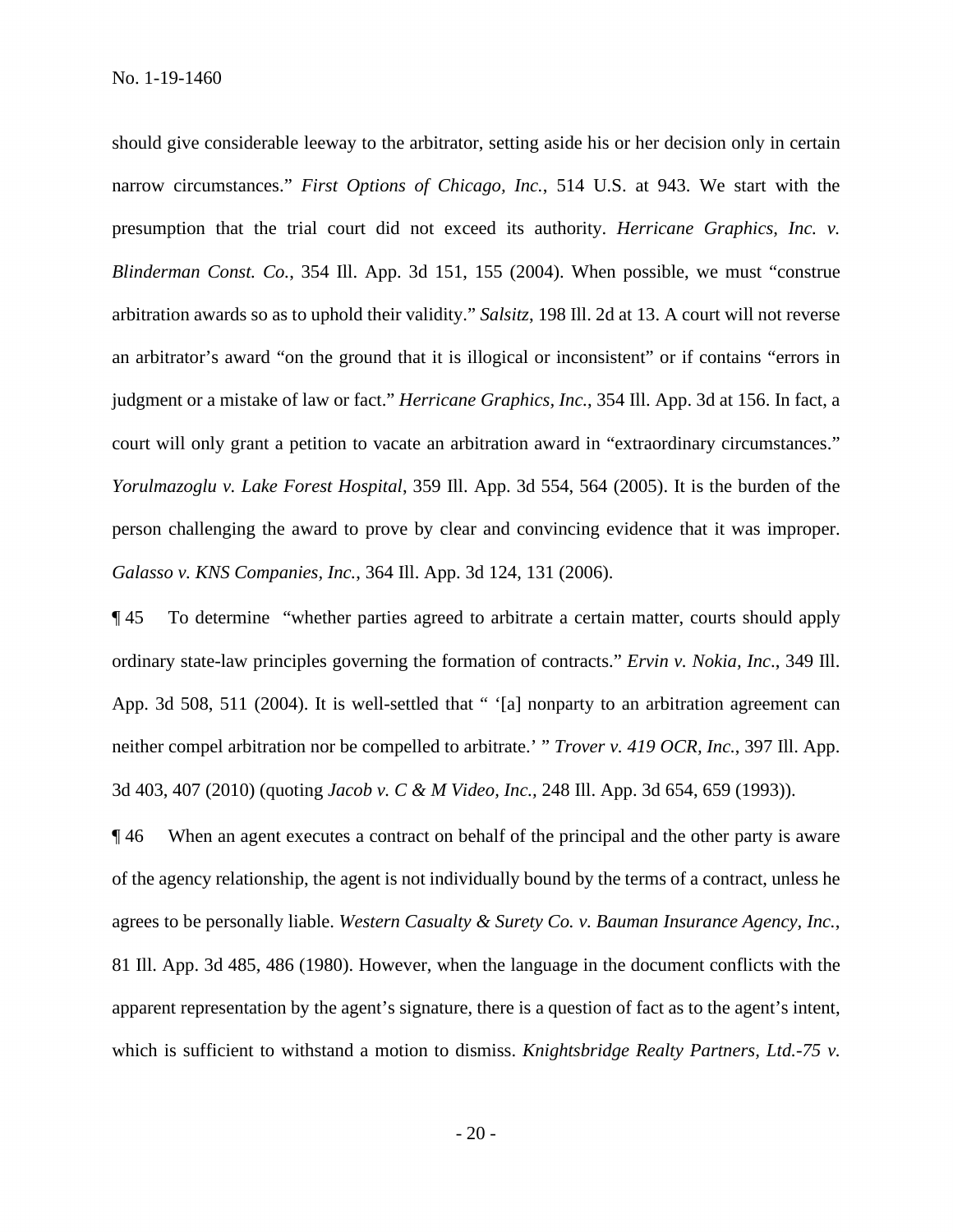should give considerable leeway to the arbitrator, setting aside his or her decision only in certain narrow circumstances." *First Options of Chicago, Inc.*, 514 U.S. at 943. We start with the presumption that the trial court did not exceed its authority. *Herricane Graphics, Inc. v. Blinderman Const. Co.*, 354 Ill. App. 3d 151, 155 (2004). When possible, we must "construe arbitration awards so as to uphold their validity." *Salsitz*, 198 Ill. 2d at 13. A court will not reverse an arbitrator's award "on the ground that it is illogical or inconsistent" or if contains "errors in judgment or a mistake of law or fact." *Herricane Graphics, Inc.*, 354 Ill. App. 3d at 156. In fact, a court will only grant a petition to vacate an arbitration award in "extraordinary circumstances." *Yorulmazoglu v. Lake Forest Hospital*, 359 Ill. App. 3d 554, 564 (2005). It is the burden of the person challenging the award to prove by clear and convincing evidence that it was improper. *Galasso v. KNS Companies, Inc.*, 364 Ill. App. 3d 124, 131 (2006).

¶ 45 To determine "whether parties agreed to arbitrate a certain matter, courts should apply ordinary state-law principles governing the formation of contracts." *Ervin v. Nokia, Inc.*, 349 Ill. App. 3d 508, 511 (2004). It is well-settled that " '[a] nonparty to an arbitration agreement can neither compel arbitration nor be compelled to arbitrate.' " *Trover v. 419 OCR, Inc.*, 397 Ill. App. 3d 403, 407 (2010) (quoting *Jacob v. C & M Video, Inc.*, 248 Ill. App. 3d 654, 659 (1993)).

¶ 46 When an agent executes a contract on behalf of the principal and the other party is aware of the agency relationship, the agent is not individually bound by the terms of a contract, unless he agrees to be personally liable. *Western Casualty & Surety Co. v. Bauman Insurance Agency, Inc.*, 81 Ill. App. 3d 485, 486 (1980). However, when the language in the document conflicts with the apparent representation by the agent's signature, there is a question of fact as to the agent's intent, which is sufficient to withstand a motion to dismiss. *Knightsbridge Realty Partners, Ltd.-75 v.*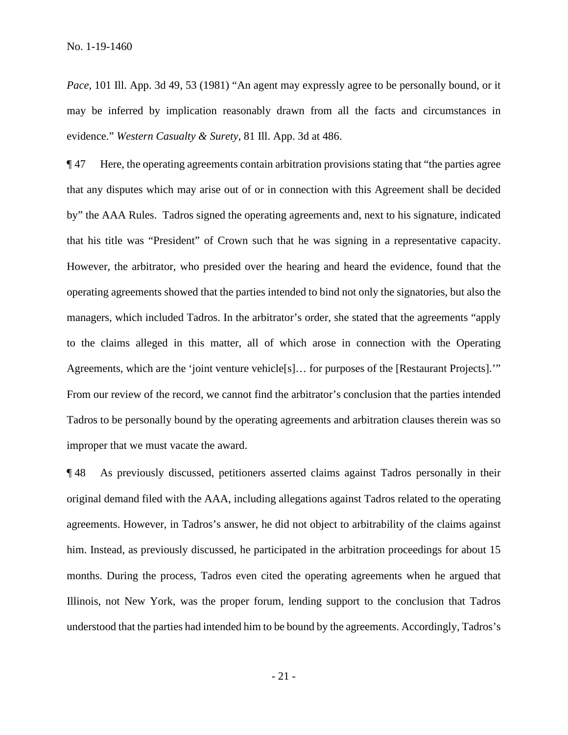*Pace*, 101 Ill. App. 3d 49, 53 (1981) "An agent may expressly agree to be personally bound, or it may be inferred by implication reasonably drawn from all the facts and circumstances in evidence." *Western Casualty & Surety*, 81 Ill. App. 3d at 486.

¶ 47 Here, the operating agreements contain arbitration provisions stating that "the parties agree that any disputes which may arise out of or in connection with this Agreement shall be decided by" the AAA Rules. Tadros signed the operating agreements and, next to his signature, indicated that his title was "President" of Crown such that he was signing in a representative capacity. However, the arbitrator, who presided over the hearing and heard the evidence, found that the operating agreements showed that the parties intended to bind not only the signatories, but also the managers, which included Tadros. In the arbitrator's order, she stated that the agreements "apply to the claims alleged in this matter, all of which arose in connection with the Operating Agreements, which are the 'joint venture vehicle[s]… for purposes of the [Restaurant Projects].'" From our review of the record, we cannot find the arbitrator's conclusion that the parties intended Tadros to be personally bound by the operating agreements and arbitration clauses therein was so improper that we must vacate the award.

¶ 48 As previously discussed, petitioners asserted claims against Tadros personally in their original demand filed with the AAA, including allegations against Tadros related to the operating agreements. However, in Tadros's answer, he did not object to arbitrability of the claims against him. Instead, as previously discussed, he participated in the arbitration proceedings for about 15 months. During the process, Tadros even cited the operating agreements when he argued that Illinois, not New York, was the proper forum, lending support to the conclusion that Tadros understood that the parties had intended him to be bound by the agreements. Accordingly, Tadros's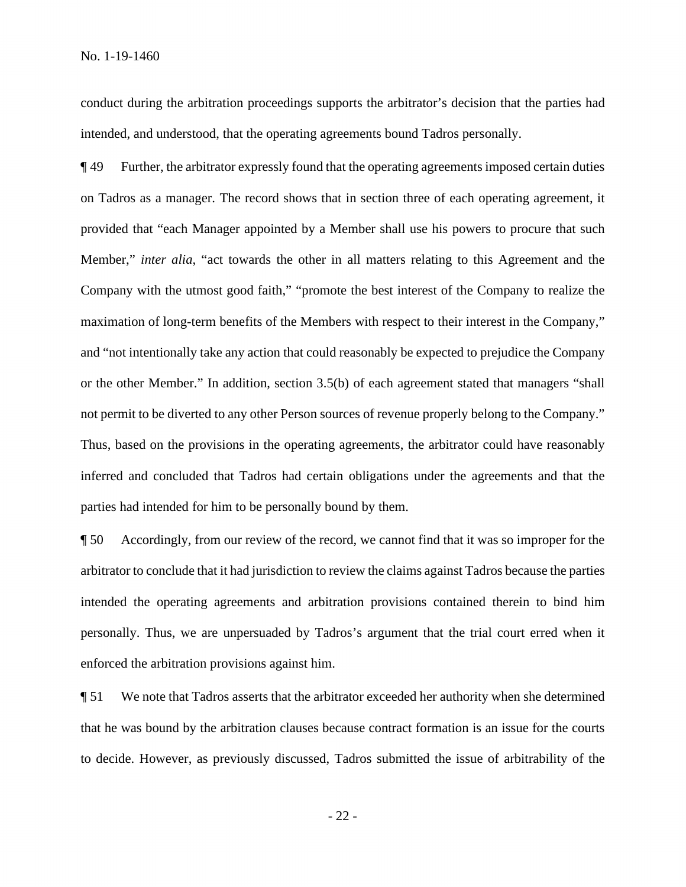conduct during the arbitration proceedings supports the arbitrator's decision that the parties had intended, and understood, that the operating agreements bound Tadros personally.

¶ 49 Further, the arbitrator expressly found that the operating agreements imposed certain duties on Tadros as a manager. The record shows that in section three of each operating agreement, it provided that "each Manager appointed by a Member shall use his powers to procure that such Member," *inter alia*, "act towards the other in all matters relating to this Agreement and the Company with the utmost good faith," "promote the best interest of the Company to realize the maximation of long-term benefits of the Members with respect to their interest in the Company," and "not intentionally take any action that could reasonably be expected to prejudice the Company or the other Member." In addition, section 3.5(b) of each agreement stated that managers "shall not permit to be diverted to any other Person sources of revenue properly belong to the Company." Thus, based on the provisions in the operating agreements, the arbitrator could have reasonably inferred and concluded that Tadros had certain obligations under the agreements and that the parties had intended for him to be personally bound by them.

¶ 50 Accordingly, from our review of the record, we cannot find that it was so improper for the arbitrator to conclude that it had jurisdiction to review the claims against Tadros because the parties intended the operating agreements and arbitration provisions contained therein to bind him personally. Thus, we are unpersuaded by Tadros's argument that the trial court erred when it enforced the arbitration provisions against him.

¶ 51 We note that Tadros asserts that the arbitrator exceeded her authority when she determined that he was bound by the arbitration clauses because contract formation is an issue for the courts to decide. However, as previously discussed, Tadros submitted the issue of arbitrability of the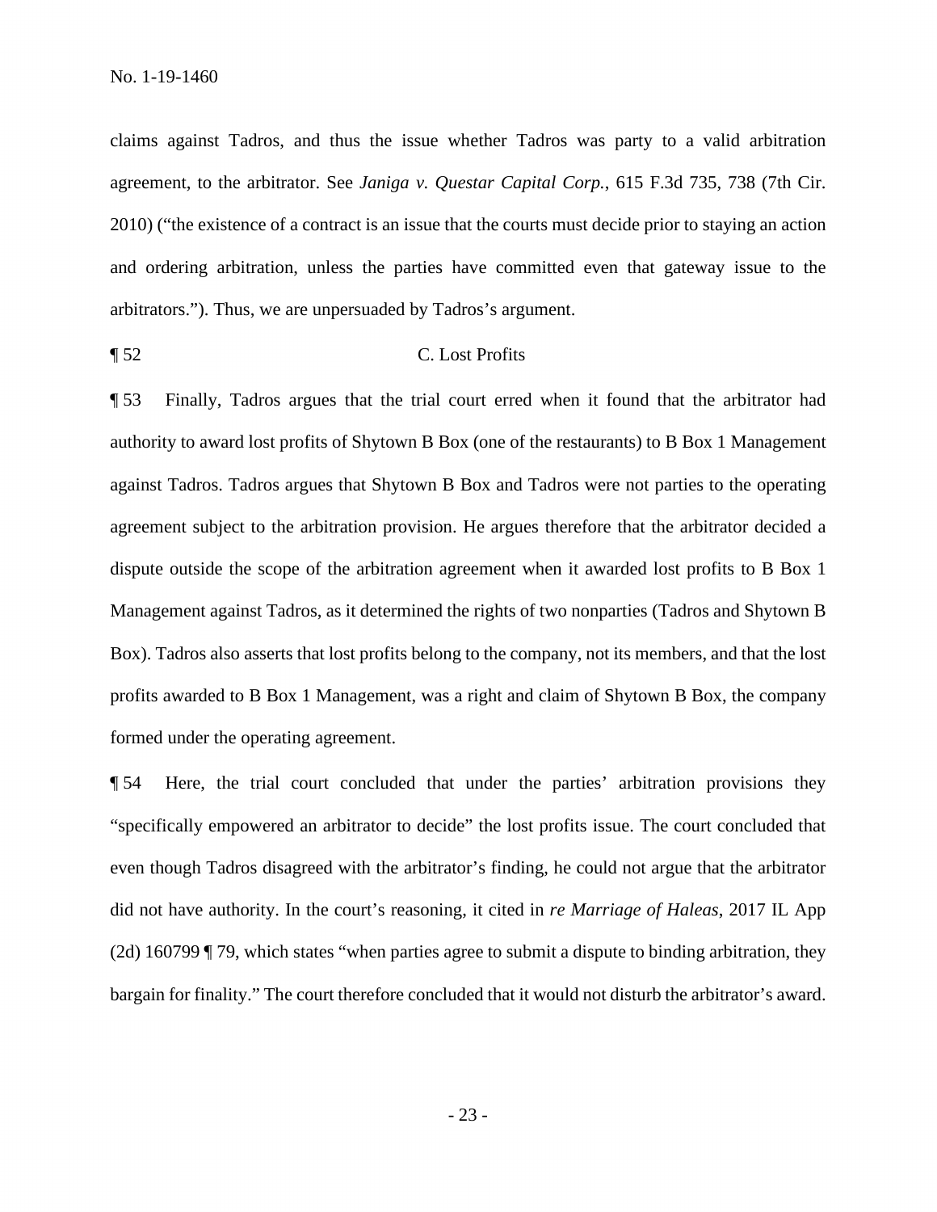claims against Tadros, and thus the issue whether Tadros was party to a valid arbitration agreement, to the arbitrator. See *Janiga v. Questar Capital Corp.*, 615 F.3d 735, 738 (7th Cir. 2010) ("the existence of a contract is an issue that the courts must decide prior to staying an action and ordering arbitration, unless the parties have committed even that gateway issue to the arbitrators."). Thus, we are unpersuaded by Tadros's argument.

¶ 52 C. Lost Profits

¶ 53 Finally, Tadros argues that the trial court erred when it found that the arbitrator had authority to award lost profits of Shytown B Box (one of the restaurants) to B Box 1 Management against Tadros. Tadros argues that Shytown B Box and Tadros were not parties to the operating agreement subject to the arbitration provision. He argues therefore that the arbitrator decided a dispute outside the scope of the arbitration agreement when it awarded lost profits to B Box 1 Management against Tadros, as it determined the rights of two nonparties (Tadros and Shytown B Box). Tadros also asserts that lost profits belong to the company, not its members, and that the lost profits awarded to B Box 1 Management, was a right and claim of Shytown B Box, the company formed under the operating agreement.

¶ 54 Here, the trial court concluded that under the parties' arbitration provisions they "specifically empowered an arbitrator to decide" the lost profits issue. The court concluded that even though Tadros disagreed with the arbitrator's finding, he could not argue that the arbitrator did not have authority. In the court's reasoning, it cited in *re Marriage of Haleas*, 2017 IL App (2d) 160799 ¶ 79, which states "when parties agree to submit a dispute to binding arbitration, they bargain for finality." The court therefore concluded that it would not disturb the arbitrator's award.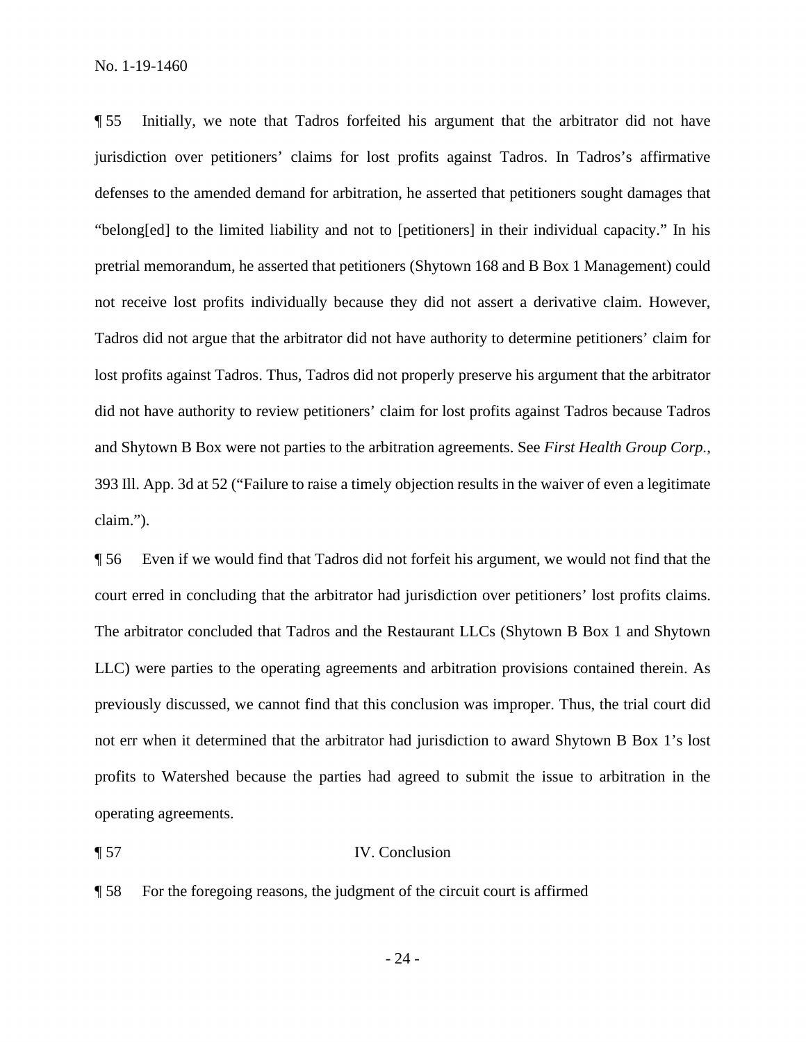¶ 55 Initially, we note that Tadros forfeited his argument that the arbitrator did not have jurisdiction over petitioners' claims for lost profits against Tadros. In Tadros's affirmative defenses to the amended demand for arbitration, he asserted that petitioners sought damages that "belong[ed] to the limited liability and not to [petitioners] in their individual capacity." In his pretrial memorandum, he asserted that petitioners (Shytown 168 and B Box 1 Management) could not receive lost profits individually because they did not assert a derivative claim. However, Tadros did not argue that the arbitrator did not have authority to determine petitioners' claim for lost profits against Tadros. Thus, Tadros did not properly preserve his argument that the arbitrator did not have authority to review petitioners' claim for lost profits against Tadros because Tadros and Shytown B Box were not parties to the arbitration agreements. See *First Health Group Corp.*, 393 Ill. App. 3d at 52 ("Failure to raise a timely objection results in the waiver of even a legitimate claim.").

¶ 56 Even if we would find that Tadros did not forfeit his argument, we would not find that the court erred in concluding that the arbitrator had jurisdiction over petitioners' lost profits claims. The arbitrator concluded that Tadros and the Restaurant LLCs (Shytown B Box 1 and Shytown LLC) were parties to the operating agreements and arbitration provisions contained therein. As previously discussed, we cannot find that this conclusion was improper. Thus, the trial court did not err when it determined that the arbitrator had jurisdiction to award Shytown B Box 1's lost profits to Watershed because the parties had agreed to submit the issue to arbitration in the operating agreements.

¶ 57 IV. Conclusion

¶ 58 For the foregoing reasons, the judgment of the circuit court is affirmed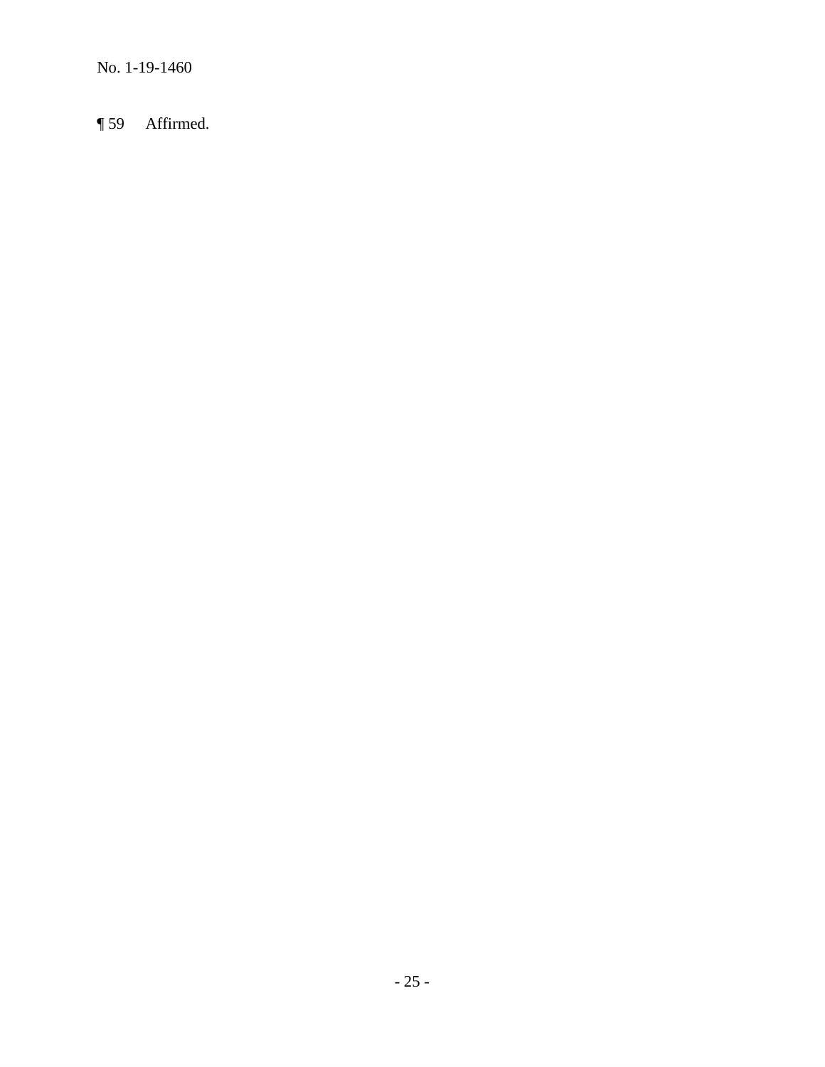¶ 59 Affirmed.